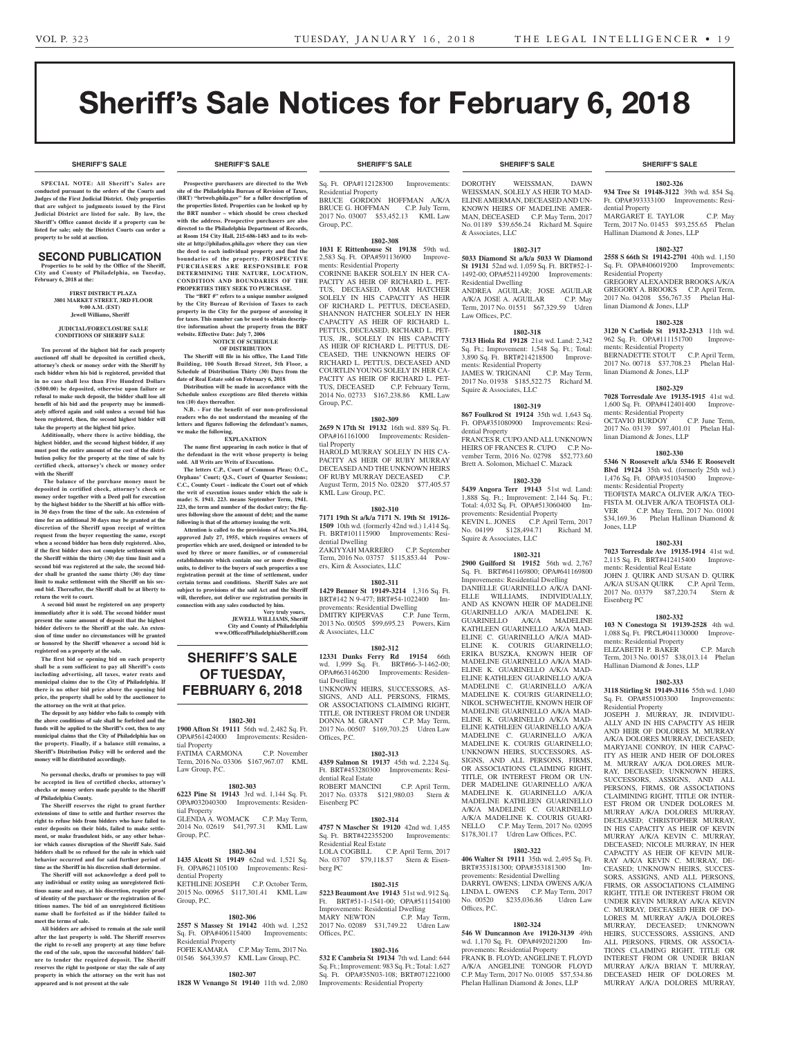# Sheriff's Sale Notices for February 6, 2018

## SHERIFF'S SALE

**SPECIAL NOTE: All Sheriff's Sales are conducted pursuant to the orders of the Courts and Judges of the First Judicial District. Only properties that are subject to judgments issued by the First Judicial District are listed for sale. By law, the Sheriff's Office cannot decide if a property can be listed for sale; only the District Courts can order a property to be sold at auction.**

## SECOND PUBLICATION

**Properties to be sold by the Office of the Sheriff, City and County of Philadelphia, on Tuesday, February 6, 2018 at the:**

**FIRST DISTRICT PLAZA**
**3801 MARKET STREET, 3RD FLOOR**
**9:00 A.M. (EST)**
**Jewell Williams, Sheriff**

**JUDICIAL/FORECLOSURE SALE CONDITIONS OF SHERIFF SALE**

**Ten percent of the highest bid for each property auctioned off shall be deposited in certified check, attorney's check or money order with the Sheriff by each bidder when his bid is registered, provided that in no case shall less than Five Hundred Dollars ($500.00) be deposited, otherwise upon failure or refusal to make such deposit, the bidder shall lose all benefit of his bid and the property may be immediately offered again and sold unless a second bid has been registered, then, the second highest bidder will take the property at the highest bid price.**

**Additionally, where there is active bidding, the highest bidder, and the second highest bidder, if any must post the entire amount of the cost of the distribution policy for the property at the time of sale by certified check, attorney's check or money order with the Sheriff**

**The balance of the purchase money must be deposited in certified check, attorney's check or money order together with a Deed poll for execution by the highest bidder to the Sheriff at his office within 30 days from the time of the sale. An extension of time for an additional 30 days may be granted at the discretion of the Sheriff upon receipt of written request from the buyer requesting the same, except when a second bidder has been duly registered. Also, if the first bidder does not complete settlement with the Sheriff within the thirty (30) day time limit and a second bid was registered at the sale, the second bidder shall be granted the same thirty (30) day time limit to make settlement with the Sheriff on his second bid. Thereafter, the Sheriff shall be at liberty to return the writ to court.**

**A second bid must be registered on any property immediately after it is sold. The second bidder must present the same amount of deposit that the highest bidder delivers to the Sheriff at the sale. An extension of time under no circumstances will be granted or honored by the Sheriff whenever a second bid is registered on a property at the sale.**

**The first bid or opening bid on each property shall be a sum sufficient to pay all Sheriff's costs including advertising, all taxes, water rents and municipal claims due to the City of Philadelphia. If there is no other bid price above the opening bid price, the property shall be sold by the auctioneer to the attorney on the writ at that price.**

**The deposit by any bidder who fails to comply with the above conditions of sale shall be forfeited and the funds will be applied to the Sheriff's cost, then to any municipal claims that the City of Philadelphia has on the property. Finally, if a balance still remains, a Sheriff's Distribution Policy will be ordered and the money will be distributed accordingly.**

**No personal checks, drafts or promises to pay will be accepted in lieu of certified checks, attorney's checks or money orders made payable to the Sheriff of Philadelphia County.**

**The Sheriff reserves the right to grant further extensions of time to settle and further reserves the right to refuse bids from bidders who have failed to enter deposits on their bids, failed to make settlement, or make fraudulent bids, or any other behavior which causes disruption of the Sheriff Sale. Said bidders shall be so refused for the sale in which said behavior occurred and for said further period of time as the Sheriff in his discretion shall determine.**

**The Sheriff will not acknowledge a deed poll to any individual or entity using an unregistered fictitious name and may, at his discretion, require proof of identity of the purchaser or the registration of fictitious names. The bid of an unregistered fictitious name shall be forfeited as if the bidder failed to meet the terms of sale.**

**All bidders are advised to remain at the sale until after the last property is sold. The Sheriff reserves the right to re-sell any property at any time before the end of the sale, upon the successful bidders' failure to tender the required deposit. The Sheriff reserves the right to postpone or stay the sale of any property in which the attorney on the writ has not appeared and is not present at the sale**

**Prospective purchasers are directed to the Web site of the Philadelphia Bureau of Revision of Taxes, (BRT) "brtweb.phila.gov" for a fuller description of the properties listed. Properties can be looked up by the BRT number – which should be cross checked with the address. Prospective purchasers are also directed to the Philadelphia Department of Records, at Room 154 City Hall, 215-686-1483 and to its website at http://philadox.phila.gov where they can view the deed to each individual property and find the boundaries of the property. PROSPECTIVE PURCHASERS ARE RESPONSIBLE FOR DETERMINING THE NATURE, LOCATION, CONDITION AND BOUNDARIES OF THE PROPERTIES THEY SEEK TO PURCHASE.**

**The "BRT #" refers to a unique number assigned by the City Bureau of Revision of Taxes to each property in the City for the purpose of assessing it for taxes. This number can be used to obtain descriptive information about the property from the BRT website. Effective Date: July 7, 2006**

**NOTICE OF SCHEDULE OF DISTRIBUTION**

**The Sheriff will file in his office, The Land Title Building, 100 South Broad Street, 5th Floor, a Schedule of Distribution Thirty (30) Days from the date of Real Estate sold on February 6, 2018**

**Distribution will be made in accordance with the Schedule unless exceptions are filed thereto within ten (10) days thereafter.**

**N.B. - For the benefit of our non-professional readers who do not understand the meaning of the letters and figures following the defendant's names, we make the following.**

**EXPLANATION**

**The name first appearing in each notice is that of the defendant in the writ whose property is being sold. All Writs are Writs of Executions.**

**The letters C.P., Court of Common Pleas; O.C., Orphans' Court; Q.S., Court of Quarter Sessions; C.C., County Court - indicate the Court out of which the writ of execution issues under which the sale is made: S. 1941. 223. means September Term, 1941. 223, the term and number of the docket entry; the figures following show the amount of debt; and the name following is that of the attorney issuing the writ.**

**Attention is called to the provisions of Act No.104, approved July 27, 1955, which requires owners of properties which are used, designed or intended to be used by three or more families, or of commercial establishments which contain one or more dwelling units, to deliver to the buyers of such properties a use registration permit at the time of settlement, under certain terms and conditions. Sheriff Sales are not subject to provisions of the said Act and the Sheriff will, therefore, not deliver use registration permits in connection with any sales conducted by him.**

**Very truly yours,**
**JEWELL WILLIAMS, Sheriff**
**City and County of Philadelphia**
**www.OfficeofPhiladelphiaSheriff.com**

## SHERIFF'S SALE OF TUESDAY, FEBRUARY 6, 2018

**1802-301**
**1900 Afton St 19111** 56th wd. 2,482 Sq. Ft. OPA#561424000 Improvements: Residential Property
FATIMA CARMONA C.P. November Term, 2016 No. 03306 $167,967.07 KML Law Group, P.C.

**1802-303**
**6223 Pine St 19143** 3rd wd. 1,144 Sq. Ft. OPA#032040300 Improvements: Residential Property
GLENDA A. WOMACK C.P. May Term, 2014 No. 02619 $41,797.31 KML Law Group, P.C.

**1802-304**
**1435 Alcott St 19149** 62nd wd. 1,521 Sq. Ft. OPA#621105100 Improvements: Residential Property
KETHLINE JOSEPH C.P. October Term, 2015 No. 00965 $117,301.41 KML Law Group, P.C.

**1802-306**
**2557 S Massey St 19142** 40th wd. 1,252 Sq. Ft. OPA#406115400 Improvements: Residential Property
FOFIE KAMARA C.P. May Term, 2017 No. 01546 $64,339.57 KML Law Group, P.C.

**1802-307**
**1828 W Venango St 19140** 11th wd. 2,080 Sq. Ft. OPA#112128300 Improvements: Residential Property
BRUCE GORDON HOFFMAN A/K/A BRUCE G. HOFFMAN C.P. July Term, 2017 No. 03007 $53,452.13 KML Law Group, P.C.

**1802-308**
**1031 E Rittenhouse St 19138** 59th wd. 2,583 Sq. Ft. OPA#591136900 Improvements: Residential Property
CORINNE BAKER SOLELY IN HER CAPACITY AS HEIR OF RICHARD L. PETTUS, DECEASED, OMAR HATCHER SOLELY IN HIS CAPACITY AS HEIR OF RICHARD L. PETTUS, DECEASED, SHANNON HATCHER SOLELY IN HER CAPACITY AS HEIR OF RICHARD L. PETTUS, DECEASED, RICHARD L. PETTUS, JR., SOLELY IN HIS CAPACITY AS HEIR OF RICHARD L. PETTUS, DECEASED, THE UNKNOWN HEIRS OF RICHARD L. PETTUS, DECEASED AND COURTLIN YOUNG SOLELY IN HER CAPACITY AS HEIR OF RICHARD L. PETTUS, DECEASED C.P. February Term, 2014 No. 02733 $167,238.86 KML Law Group, P.C.

**1802-309**
**2659 N 17th St 19132** 16th wd. 889 Sq. Ft. OPA#161161000 Improvements: Residential Property
HAROLD MURRAY SOLELY IN HIS CAPACITY AS HEIR OF RUBY MURRAY DECEASED AND THE UNKNOWN HEIRS OF RUBY MURRAY DECEASED C.P. August Term, 2015 No. 02820 $77,405.57 KML Law Group, P.C.

**1802-310**
**7171 19th St a/k/a 7171 N. 19th St 19126-1509** 10th wd. (formerly 42nd wd.) 1,414 Sq. Ft. BRT#101115900 Improvements: Residential Dwelling
ZAKIYYAH MARRERO C.P. September Term, 2016 No. 03757 $115,853.44 Powers, Kirn & Associates, LLC

**1802-311**
**1429 Benner St 19149-3214** 1,316 Sq. Ft. BRT#142 N 9-477; BRT#54-1022400 Improvements: Residential Dwelling
DMITRY KIPERVAS C.P. June Term, 2013 No. 00505 $99,695.23 Powers, Kirn & Associates, LLC

**1802-312**
**12331 Dunks Ferry Rd 19154** 66th wd. 1,999 Sq. Ft. BRT#66-3-1462-00; OPA#663146200 Improvements: Residential Dwelling
UNKNOWN HEIRS, SUCCESSORS, ASSIGNS, AND ALL PERSONS, FIRMS, OR ASSOCIATIONS CLAIMING RIGHT, TITLE, OR INTEREST FROM OR UNDER DONNA M. GRANT C.P. May Term, 2017 No. 00507 $169,703.25 Udren Law Offices, P.C.

**1802-313**
**4359 Salmon St 19137** 45th wd. 2,224 Sq. Ft. BRT#453280300 Improvements: Residential Real Estate
ROBERT MANCINI C.P. April Term, 2017 No. 03378 $121,980.03 Stern & Eisenberg PC

**1802-314**
**4757 N Mascher St 19120** 42nd wd. 1,455 Sq. Ft. BRT#422355200 Improvements: Residential Real Estate
LOLA COGBILL C.P. April Term, 2017 No. 03707 $79,118.57 Stern & Eisenberg PC

**1802-315**
**5223 Beaumont Ave 19143** 51st wd. 912 Sq. Ft. BRT#51-1-1541-00; OPA#511154100 Improvements: Residential Dwelling
MARY NEWTON C.P. May Term, 2017 No. 02089 $31,749.22 Udren Law Offices, P.C.

**1802-316**
**532 E Cambria St 19134** 7th wd. Land: 644 Sq. Ft.; Improvement: 983 Sq. Ft.; Total: 1,627 Sq. Ft. OPA#35N03-108; BRT#071221000 Improvements: Residential Property
DOROTHY WEISSMAN, DAWN WEISSMAN, SOLELY AS HEIR TO MADELINE AMERMAN, DECEASED AND UNKNOWN HEIRS OF MADELINE AMERMAN, DECEASED C.P. May Term, 2017 No. 01189 $39,656.24 Richard M. Squire & Associates, LLC

**1802-317**
**5033 Diamond St a/k/a 5033 W Diamond St 19131** 52nd wd. 1,059 Sq. Ft. BRT#52-1-1492-00; OPA#521149200 Improvements: Residential Dwelling
ANDREA AGUILAR; JOSE AGUILAR A/K/A JOSE A. AGUILAR C.P. May Term, 2017 No. 01551 $67,329.59 Udren Law Offices, P.C.

**1802-318**
**7313 Hiola Rd 19128** 21st wd. Land: 2,342 Sq. Ft.; Improvement: 1,548 Sq. Ft.; Total: 3,890 Sq. Ft. BRT#214218500 Improvements: Residential Property
JAMES W. TRIGNANI C.P. May Term, 2017 No. 01938 $185,522.75 Richard M. Squire & Associates, LLC

**1802-319**
**867 Foulkrod St 19124** 35th wd. 1,643 Sq. Ft. OPA#351080900 Improvements: Residential Property
FRANCES R. CUPO AND ALL UNKNOWN HEIRS OF FRANCES R. CUPO C.P. November Term, 2016 No. 02798 $52,773.60 Brett A. Solomon, Michael C. Mazack

**1802-320**
**5439 Angora Terr 19143** 51st wd. Land: 1,888 Sq. Ft.; Improvement: 2,144 Sq. Ft.; Total: 4,032 Sq. Ft. OPA#513060400 Improvements: Residential Property
KEVIN L. JONES C.P. April Term, 2017 No. 04199 $128,494.71 Richard M. Squire & Associates, LLC

**1802-321**
**2900 Guilford St 19152** 56th wd. 2,767 Sq. Ft. BRT#641169800; OPA#641169800 Improvements: Residential Dwelling
DANIELLE GUARINELLO A/K/A DANIELLE WILLIAMS, INDIVIDUALLY, AND AS KNOWN HEIR OF MADELINE GUARINELLO A/K/A MADELINE K. GUARINELLO A/K/A MADELINE KATHLEEN GUARINELLO A/K/A MADELINE C. GUARINELLO A/K/A MADELINE K. COURIS GUARINELLO; ERIKA BUSZKA, KNOWN HEIR OF MADELINE GUARINELLO A/K/A MADELINE K. GUARINELLO A/K/A MADELINE KATHLEEN GUARINELLO A/K/A MADELINE C. GUARINELLO A/K/A MADELINE K. COURIS GUARINELLO; NIKOL SCHWECHTJE, KNOWN HEIR OF MADELINE GUARINELLO A/K/A MADELINE K. GUARINELLO A/K/A MADELINE KATHLEEN GUARINELLO A/K/A MADELINE C. GUARINELLO A/K/A MADELINE K. COURIS GUARINELLO; UNKNOWN HEIRS, SUCCESSORS, ASSIGNS, AND ALL PERSONS, FIRMS, OR ASSOCIATIONS CLAIMING RIGHT, TITLE, OR INTEREST FROM OR UNDER MADELINE GUARINELLO A/K/A MADELINE K. GUARINELLO A/K/A MADELINE KATHLEEN GUARINELLO A/K/A MADELINE C. GUARINELLO A/K/A MADELINE K. COURIS GUARINELLO C.P. May Term, 2017 No. 02095 $178,301.17 Udren Law Offices, P.C.

**1802-322**
**406 Walter St 19111** 35th wd. 2,495 Sq. Ft. BRT#353181300; OPA#353181300 Improvements: Residential Dwelling
DARRYL OWENS; LINDA OWENS A/K/A LINDA L. OWENS C.P. May Term, 2017 No. 00520 $235,036.86 Udren Law Offices, P.C.

**1802-324**
**546 W Duncannon Ave 19120-3139** 49th wd. 1,170 Sq. Ft. OPA#492021200 Improvements: Residential Property
FRANK B. FLOYD; ANGELINE T. FLOYD A/K/A ANGELINE TONGOR FLOYD C.P. May Term, 2017 No. 01005 $57,534.86 Phelan Hallinan Diamond & Jones, LLP

**1802-326**
**934 Tree St 19148-3122** 39th wd. 854 Sq. Ft. OPA#393333100 Improvements: Residential Property
MARGARET E. TAYLOR C.P. May Term, 2017 No. 01453 $93,255.65 Phelan Hallinan Diamond & Jones, LLP

**1802-327**
**2558 S 66th St 19142-2701** 40th wd. 1,150 Sq. Ft. OPA#406019200 Improvements: Residential Property
GREGORY ALEXANDER BROOKS A/K/A GREGORY A. BROOKS C.P. April Term, 2017 No. 04208 $56,767.35 Phelan Hallinan Diamond & Jones, LLP

**1802-328**
**3120 N Carlisle St 19132-2313** 11th wd. 962 Sq. Ft. OPA#111151700 Improvements: Residential Property
BERNADETTE STOUT C.P. April Term, 2017 No. 00718 $37,708.23 Phelan Hallinan Diamond & Jones, LLP

**1802-329**
**7028 Torresdale Ave 19135-1915** 41st wd. 1,600 Sq. Ft. OPA#412401400 Improvements: Residential Property
OCTAVIO BURDOY C.P. June Term, 2017 No. 03139 $97,401.01 Phelan Hallinan Diamond & Jones, LLP

**1802-330**
**5346 N Roosevelt a/k/a 5346 E Roosevelt Blvd 19124** 35th wd. (formerly 25th wd.) 1,476 Sq. Ft. OPA#351034500 Improvements: Residential Property
TEOFISTA MARCA OLIVER A/K/A TEOFISTA M. OLIVER A/K/A TEOFISTA OLIVER C.P. May Term, 2017 No. 01001 $34,169.36 Phelan Hallinan Diamond & Jones, LLP

**1802-331**
**7023 Torresdale Ave 19135-1914** 41st wd. 2,115 Sq. Ft. BRT#412415400 Improvements: Residential Real Estate
JOHN J. QUIRK AND SUSAN D. QUIRK A/K/A SUSAN QUIRK C.P. April Term, 2017 No. 03379 $87,220.74 Stern & Eisenberg PC

**1802-332**
**103 N Conestoga St 19139-2528** 4th wd. 1,088 Sq. Ft. PRCL#041130000 Improvements: Residential Property
ELIZABETH P. BAKER C.P. March Term, 2013 No. 00157 $38,013.14 Phelan Hallinan Diamond & Jones, LLP

**1802-333**
**3118 Stirling St 19149-3116** 55th wd. 1,040 Sq. Ft. OPA#551003300 Improvements: Residential Property
JOSEPH J. MURRAY, JR. INDIVIDUALLY AND IN HIS CAPACITY AS HEIR AND HEIR OF DOLORES M. MURRAY A/K/A DOLORES MURRAY, DECEASED; MARYJANE CONROY, IN HER CAPACITY AS HEIR AND HEIR OF DOLORES M. MURRAY A/K/A DOLORES MURRAY, DECEASED; UNKNOWN HEIRS, SUCCESSORS, ASSIGNS, AND ALL PERSONS, FIRMS, OR ASSOCIATIONS CLAIMINING RIGHT, TITLE OR INTEREST FROM OR UNDER DOLORES M. MURRAY A/K/A DOLORES MURRAY, DECEASED; CHRISTOPHER MURRAY, IN HIS CAPACITY AS HEIR OF KEVIN MURRAY A/K/A KEVIN C. MURRAY, DECEASED; NICOLE MURRAY, IN HER CAPACITY AS HEIR OF KEVIN MURRAY A/K/A KEVIN C. MURRAY, DECEASED; UNKNOWN HEIRS, SUCCESSORS, ASSIGNS, AND ALL PERSONS, FIRMS, OR ASSOCIATIONS CLAIMING RIGHT, TITLE OR INTEREST FROM OR UNDER KEVIN MURRAY A/K/A KEVIN C. MURRAY, DECEASED HEIR OF DOLORES M. MURRAY A/K/A DOLORES MURRAY, DECEASED; UNKNOWN HEIRS, SUCCESSORS, ASSIGNS, AND ALL PERSONS, FIRMS, OR ASSOCIATIONS CLAIMING RIGHT, TITLE OR INTEREST FROM OR UNDER BRIAN MURRAY A/K/A BRIAN T. MURRAY, DECEASED HEIR OF DOLORES M. MURRAY A/K/A DOLORES MURRAY,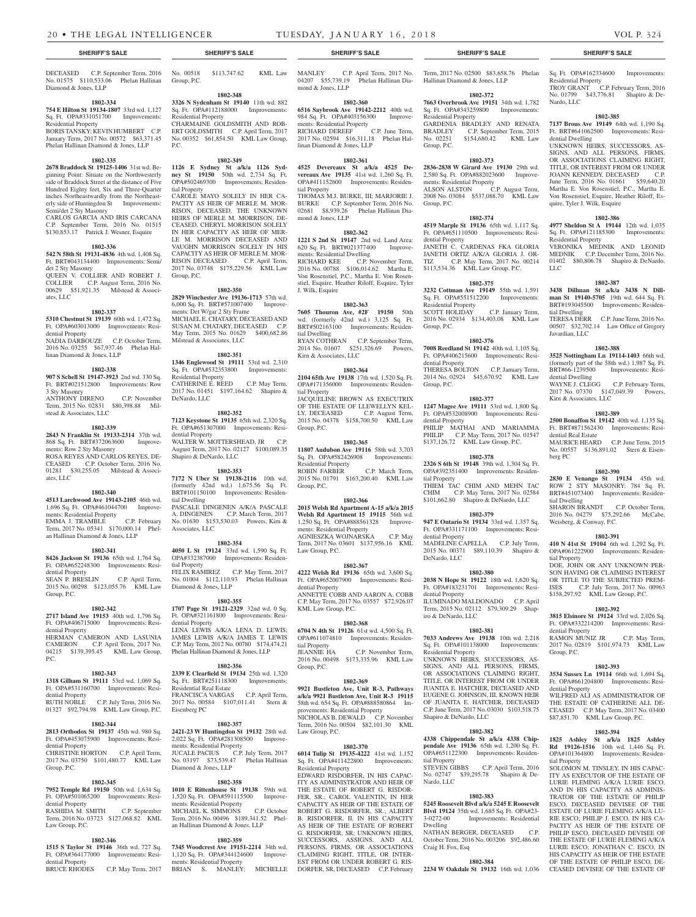## SHERIFF'S SALE

DECEASED C.P. September Term, 2016 No. 01575 $110,533.06 Phelan Hallinan Diamond & Jones, LLP

**1802-334**

**754 E Hilton St 19134-1807** 33rd wd. 1,127 Sq. Ft. OPA#331051700 Improvements: Residential Property
BORIS TANSKY; KEVIN HUMBERT C.P. January Term, 2017 No. 00572 $63,371.45 Phelan Hallinan Diamond & Jones, LLP

**1802-335**

**2678 Braddock St 19125-1406** 31st wd. Beginning Point: Situate on the Northwesterly side of Braddock Street at the distance of Five Hundred Eighty feet, Six and Three-Quarter inches Northeastwardly from the Northeasterly side of Huntingdon St Improvements: Semi/det 2 Sty Masonry
CARLOS GARCIA AND IRIS CARCANA C.P. September Term, 2016 No. 01515 $130,853.17 Patrick J. Wesner, Esquire

**1802-336**

**542 N 58th St 19131-4836** 4th wd. 1,408 Sq. Ft. BRT#043134400 Improvements: Semi/det 2 Sty Masonry
QUEEN V. COLLIER AND ROBERT J. COLLIER C.P. August Term, 2016 No. 00629 $51,921.35 Milstead & Associates, LLC

**1802-337**

**5310 Chestnut St 19139** 60th wd. 1,472 Sq. Ft. OPA#603013000 Improvements: Residential Property
NADIA DARBOUZE C.P. October Term, 2016 No. 03255 $67,937.46 Phelan Hallinan Diamond & Jones, LLP

**1802-338**

**907 S Schell St 19147-3923** 2nd wd. 330 Sq. Ft. BRT#021512800 Improvements: Row 3 Sty Masonry
ANTHONY DIRENO C.P. November Term, 2015 No. 02831 $80,398.88 Milstead & Associates, LLC

**1802-339**

**2843 N Franklin St 19133-2314** 37th wd. 868 Sq. Ft. BRT#372063600 Improvements: Row 2 Sty Masonry
ROSA REYES AND CARLOS REYES, DECEASED C.P. October Term, 2016 No. 01281 $30,255.05 Milstead & Associates, LLC

**1802-340**

**4513 Larchwood Ave 19143-2105** 46th wd. 1,696 Sq. Ft. OPA#461044700 Improvements: Residential Property
EMMA J. TRAMBLE C.P. February Term, 2017 No. 05341 $170,000.14 Phelan Hallinan Diamond & Jones, LLP

**1802-341**

**8426 Jackson St 19136** 65th wd. 1,764 Sq. Ft. OPA#652248300 Improvements: Residential Property
SEAN P. BRESLIN C.P. April Term, 2015 No. 00298 $123,055.76 KML Law Group, P.C.

**1802-342**

**2717 Island Ave 19153** 40th wd. 1,796 Sq. Ft. OPA#406715000 Improvements: Residential Property
HERMAN CAMERON AND LASUNIA CAMERON C.P. April Term, 2017 No. 04215 $139,395.45 KML Law Group, P.C.

**1802-343**

**1318 Gilham St 19111** 53rd wd. 1,069 Sq. Ft. OPA#531160700 Improvements: Residential Property
RUTH NOBLE C.P. July Term, 2016 No. 01327 $92,794.98 KML Law Group, P.C.

**1802-344**

**2813 Orthodox St 19137** 45th wd. 980 Sq. Ft. OPA#453075900 Improvements: Residential Property
CHRISTINE HORTON C.P. April Term, 2017 No. 03750 $101,480.77 KML Law Group, P.C.

**1802-345**

**7952 Temple Rd 19150** 50th wd. 1,634 Sq. Ft. OPA#501065200 Improvements: Residential Property
RASHIDA M. SMITH C.P. September Term, 2016 No. 03723 $127,068.82 KML Law Group, P.C.

**1802-346**

**1515 S Taylor St 19146** 36th wd. 727 Sq. Ft. OPA#364177000 Improvements: Residential Property
BRUCE RHODES C.P. May Term, 2017 No. 00518 $113,747.62 KML Law Group, P.C.

**1802-348**

**3326 N Sydenham St 19140** 11th wd. 882 Sq. Ft. OPA#112188000 Improvements: Residential Property
CHARMAINE GOLDSMITH AND ROBERT GOLDSMITH C.P. April Term, 2017 No. 00352 $61,854.50 KML Law Group, P.C.

**1802-349**

**1126 E Sydney St a/k/a 1126 Sydney St 19150** 50th wd. 2,734 Sq. Ft. OPA#502469300 Improvements: Residential Property
CAROLE MAYO SOLELY IN HER CAPACITY AS HEIR OF MERLE M. MORRISON, DECEASED, THE UNKNOWN HEIRS OF MERLE M. MORRISON, DECEASED, CHERYL MORRISON SOLELY IN HER CAPACITY AS HEIR OF MERLE M. MORRISON DECEASED AND VAUGHN MORRISON SOLELY IN HIS CAPACITY AS HEIR OF MERLE M. MORRISON DECEASED C.P. April Term, 2017 No. 03748 $175,229.56 KML Law Group, P.C.

**1802-350**

**2829 Winchester Ave 19136-1713** 57th wd. 6,000 Sq. Ft. BRT#571007400 Improvements: Det W/gar 2 Sty Frame
MICHAEL E. CHATARY, DECEASED AND SUSAN M. CHATARY, DECEASED C.P. May Term, 2015 No. 01629 $400,682.86 Milstead & Associates, LLC

**1802-351**

**1346 Englewood St 19111** 53rd wd. 2,310 Sq. Ft. OPA#532353800 Improvements: Residential Property
CATHERINE E. REED C.P. May Term, 2017 No. 01451 $197,164.62 Shapiro & DeNardo, LLC

**1802-352**

**7123 Keystone St 19135** 65th wd. 2,320 Sq. Ft. OPA#651307000 Improvements: Residential Property
WALTER W. MOTTERSHEAD, JR C.P. August Term, 2017 No. 02127 $100,089.35 Shapiro & DeNardo, LLC

**1802-353**

**7172 N Uber St 19138-2116** 10th wd. (formerly 42nd wd.) 1,675.56 Sq. Ft. BRT#101150100 Improvements: Residential Dwelling
PASCALE DINGENEN A/K/A PASCALE A. DINGENEN C.P. March Term, 2017 No. 01630 $153,530.03 Powers, Kirn & Associates, LLC

**1802-354**

**4050 L St 19124** 33rd wd. 1,590 Sq. Ft. OPA#332387000 Improvements: Residential Property
FELIX RAMIREZ C.P. May Term, 2017 No. 01004 $112,110.93 Phelan Hallinan Diamond & Jones, LLP

**1802-355**

**1707 Page St 19121-2329** 32nd wd. 0 Sq. Ft. OPA#321161800 Improvements: Residential Property
LENA LEWIS A/K/A LENA D. LEWIS; JAMES LEWIS A/K/A JAMES T. LEWIS C.P. May Term, 2012 No. 00780 $174,474.21 Phelan Hallinan Diamond & Jones, LLP

**1802-356**

**2339 E Clearfield St 19134** 25th wd. 1,320 Sq. Ft. BRT#251118300 Improvements: Residential Real Estate
FRANCISCA VARGAS C.P. April Term, 2017 No. 00584 $107,011.41 Stern & Eisenberg PC

**1802-357**

**2421-23 W Huntingdon St 19132** 28th wd. 2,022 Sq. Ft. OPA#281308500 Improvements: Residential Property
JUCALE PACIUS C.P. July Term, 2017 No. 03197 $73,539.47 Phelan Hallinan Diamond & Jones, LLP

**1802-358**

**1010 E Rittenhouse St 19138** 59th wd. 1,520 Sq. Ft. OPA#591115500 Improvements: Residential Property
MICHAEL K. SIMMONS C.P. October Term, 2016 No. 00496 $189,341.52 Phelan Hallinan Diamond & Jones, LLP

**1802-359**

**7345 Woodcrest Ave 19151-2214** 34th wd. 1,120 Sq. Ft. OPA#344124600 Improvements: Residential Property
BRIAN S. MANLEY; MICHELLE MANLEY C.P. April Term, 2017 No. 04207 $55,739.19 Phelan Hallinan Diamond & Jones, LLP

**1802-360**

**6516 Saybrook Ave 19142-2212** 40th wd. 984 Sq. Ft. OPA#403156300 Improvements: Residential Property
RICHARD DEREEF C.P. June Term, 2017 No. 02594 $16,311.18 Phelan Hallinan Diamond & Jones, LLP

**1802-361**

**4525 Devereaux St a/k/a 4525 Devereaux Ave 19135** 41st wd. 1,260 Sq. Ft. OPA#411152600 Improvements: Residential Property
THOMAS M.J. BURKE, III; MARJORIE J. BURKE C.P. September Term, 2016 No. 02681 $8,939.26 Phelan Hallinan Diamond & Jones, LLP

**1802-362**

**1221 S 2nd St 19147** 2nd wd. Land Area: 620 Sq. Ft. BRT#021377400 Improvements: Residential Dwelling
RICHARD KEE C.P. November Term, 2016 No. 00788 $106,014.62 Martha E. Von Rosenstiel, P.C., Martha E. Von Rosenstiel, Esquire, Heather Riloff, Esquire, Tyler J. Wilk, Esquire

**1802-363**

**7605 Thouron Ave, #2F 19150** 50th wd. (formerly 42nd wd.) 3,125 Sq. Ft. BRT#502163100 Improvements: Residential Dwelling
RYAN COTHRAN C.P. September Term, 2014 No. 01607 $251,326.69 Powers, Kirn & Associates, LLC

**1802-364**

**2104 65th Ave 19138** 17th wd. 1,520 Sq. Ft. OPA#171356000 Improvements: Residential Property
JACQUELINE BROWN AS EXECUTRIX OF THE ESTATE OF LLEWELLYN KELLY, DECEASED C.P. August Term, 2015 No. 04378 $158,700.50 KML Law Group, P.C.

**1802-365**

**11807 Audubon Ave 19116** 58th wd. 3,703 Sq. Ft. OPA#582426908 Improvements: Residential Property
ROBIN FARBER C.P. March Term, 2015 No. 01791 $163,200.40 KML Law Group, P.C.

**1802-366**

**2015 Welsh Rd Apartment A-15 a/k/a 2015 Welsh Rd Apartment 15 19115** 56th wd. 1,250 Sq. Ft. OPA#888561328 Improvements: Residential Property
AGNIESZKA WOJNARSKA C.P. May Term, 2017 No. 03601 $137,956.16 KML Law Group, P.C.

**1802-367**

**4222 Welsh Rd 19136** 65th wd. 3,600 Sq. Ft. OPA#652007900 Improvements: Residential Property
ANNETTE COBB AND AARON A. COBB C.P. May Term, 2017 No. 03557 $72,926.07 KML Law Group, P.C.

**1802-368**

**6704 N 4th St 19126** 61st wd. 4,500 Sq. Ft. OPA#611074810 Improvements: Residential Property
JEANNIE HA C.P. November Term, 2016 No. 00498 $173,335.96 KML Law Group, P.C.

**1802-369**

**9921 Bustleton Ave, Unit R-3, Pathways a/k/a 9921 Bustleton Ave, Unit R-3 19115** 58th wd. 654 Sq. Ft. OPA#888580864 Improvements: Residential Property
NICHOLAS B. DEWALD C.P. November Term, 2016 No. 00504 $82,101.30 KML Law Group, P.C.

**1802-370**

**6014 Tulip St 19135-4222** 41st wd. 1,152 Sq. Ft. OPA#411422800 Improvements: Residential Property
EDWARD RISDORFER, IN HIS CAPACITY AS ADMINISTRATOR AND HEIR OF THE ESTATE OF ROBERT G. RISDORFER, SR.; CAROL VALENTIN, IN HER CAPACITY AS HEIR OF THE ESTATE OF ROBERT G. RISDORFER, SR.; ALBERT B. RISDORFER, II, IN HIS CAPACITY AS HEIR OF THE ESTATE OF ROBERT G. RISDORFER, SR; UNKNOWN HEIRS, SUCCESSORS, ASSIGNS, AND ALL PERSONS, FIRMS, OR ASSOCIATIONS CLAIMING RIGHT, TITLE, OR INTEREST FROM OR UNDER ROBERT G. RISDORFER, SR, DECEASED C.P. February Term, 2017 No. 02500 $83,658.76 Phelan Hallinan Diamond & Jones, LLP

**1802-372**

**7663 Overbrook Ave 19151** 34th wd. 1,782 Sq. Ft. OPA#343259800 Improvements: Residential Property
GARDENIA BRADLEY AND RENATA BRADLEY C.P. September Term, 2015 No. 02251 $154,680.42 KML Law Group, P.C.

**1802-373**

**2836-2838 W Girard Ave 19130** 29th wd. 2,580 Sq. Ft. OPA#882023600 Improvements: Residential Property
ALSON ALSTON C.P. August Term, 2008 No. 03084 $537,088.70 KML Law Group, P.C.

**1802-374**

**4519 Marple St 19136** 65th wd. 1,117 Sq. Ft. OPA#651110500 Improvements: Residential Property
JANETH C. CARDENAS FKA GLORIA JANETH ORTIZ A/K/A GLORIA J. ORTIZ C.P. May Term, 2017 No. 00214 $113,534.36 KML Law Group, P.C.

**1802-375**

**3232 Cottman Ave 19149** 55th wd. 1,591 Sq. Ft. OPA#551512200 Improvements: Residential Property
SCOTT HOLIDAY C.P. January Term, 2016 No. 02934 $134,403.08 KML Law Group, P.C.

**1802-376**

**7008 Reedland St 19142** 40th wd. 1,105 Sq. Ft. OPA#406215600 Improvements: Residential Property
THERESA BOLTON C.P. January Term, 2014 No. 02924 $45,670.92 KML Law Group, P.C.

**1802-377**

**1247 Magee Ave 19111** 53rd wd. 1,800 Sq. Ft. OPA#532008900 Improvements: Residential Property
PHILIP MATHAI AND MARIAMMA PHILIP C.P. May Term, 2017 No. 01547 $137,126.72 KML Law Group, P.C.

**1802-378**

**2326 S 6th St 19148** 39th wd. 1,304 Sq. Ft. OPA#392351400 Improvements: Residential Property
THIEM TAC CHIM AND MEHN TAC CHIM C.P. May Term, 2017 No. 02584 $101,662.80 Shapiro & DeNardo, LLC

**1802-379**

**947 E Ontario St 19134** 33rd wd. 1,357 Sq. Ft. OPA#331171100 Improvements: Residential Property
MADELINE CAPELLA C.P. July Term, 2015 No. 00371 $89,110.39 Shapiro & DeNardo, LLC

**1802-380**

**2038 N Hope St 19122** 18th wd. 1,620 Sq. Ft. OPA#183231701 Improvements: Residential Property
ILUMINADO MALDONADO C.P. April Term, 2015 No. 02112 $79,309.29 Shapiro & DeNardo, LLC

**1802-381**

**7033 Andrews Ave 19138** 10th wd. 2,218 Sq. Ft. OPA#101138000 Improvements: Residential Property
UNKNOWN HEIRS, SUCCESSORS, ASSIGNS, AND ALL PERSONS, FIRMS, OR ASSOCIATIONS CLAIMING RIGHT, TITLE, OR INTEREST FROM OR UNDER JUANITA E. HATCHER, DECEASED AND EUGENE G. JOHNSON, III, KNOWN HEIR OF JUANITA E. HATCHER, DECEASED C.P. June Term, 2017 No. 03030 $103,518.75 Shapiro & DeNardo, LLC

**1802-382**

**4338 Chippendale St a/k/a 4338 Chippendale Ave 19136** 65th wd. 1,200 Sq. Ft. OPA#651122300 Improvements: Residential Property
STEVEN GIBBS C.P. April Term, 2016 No. 02747 $39,295.78 Shapiro & DeNardo, LLC

**1802-383**

**5245 Roosevelt Blvd a/k/a 5245 E Roosevelt Blvd 19124** 35th wd. 1,685 Sq. Ft. OPA#23-3-0272-00 Improvements: Residential Dwelling
NATHAN BERGER, DECEASED C.P. October Term, 2016 No. 003206 $92,486.60 Craig H. Fox, Esq

**1802-384**

**2234 W Oakdale St 19132** 16th wd. 1,036 Sq. Ft. OPA#162334600 Improvements: Residential Property
TROY GRANT C.P. February Term, 2016 No. 01799 $43,776.81 Shapiro & DeNardo, LLC

**1802-385**

**7137 Brous Ave 19149** 64th wd. 1,190 Sq. Ft. BRT#641062500 Improvements: Residential Dwelling
UNKNOWN HEIRS, SUCCESSORS, ASSIGNS, AND ALL PERSONS, FIRMS, OR ASSOCIATIONS CLAIMING RIGHT, TITLE, OR INTEREST FROM OR UNDER JOANN KENNEDY, DECEASED C.P. June Term, 2016 No. 01661 $59,640.20 Martha E. Von Rosenstiel, P.C., Martha E. Von Rosenstiel, Esquire, Heather Riloff, Esquire, Tyler J. Wilk, Esquire

**1802-386**

**4977 Sheldon St A 19144** 12th wd. 1,035 Sq. Ft. OPA#121185300 Improvements: Residential Property
VERONIKA MEDNIK AND LEONID MEDNIK C.P. December Term, 2016 No. 01402 $80,806.78 Shapiro & DeNardo, LLC

**1802-387**

**3438 Dillman St a/k/a 3438 N Dillman St 19140-5705** 19th wd. 644 Sq. Ft. BRT#193045500 Improvements: Residential Dwelling
TERESA DERR C.P. June Term, 2016 No. 00507 $32,702.14 Law Office of Gregory Javardian, LLC

**1802-388**

**3525 Nottingham Ln 19114-1403** 66th wd. (formerly part of the 58th wd.) 1,987 Sq. Ft. BRT#66-1239500 Improvements: Residential Dwelling
WAYNE J. CLEGG C.P. February Term, 2017 No. 07370 $147,049.39 Powers, Kirn & Associates, LLC

**1802-389**

**2500 Bonaffon St 19142** 40th wd. 1,135 Sq. Ft. BRT#871562430 Improvements: Residential Real Estate
MAURICE HEARD C.P. June Term, 2015 No. 00557 $136,891.02 Stern & Eisenberg PC

**1802-390**

**2830 E Venango St 19134** 45th wd. ROW 2 STY MASONRY; 784 Sq. Ft. BRT#451073400 Improvements: Residential Dwelling
SHARON BRANDT C.P. October Term, 2016 No. 04279 $75,292.66 McCabe, Weisberg, & Conway, P.C.

**1802-391**

**410 N 41st St 19104** 6th wd. 1,292 Sq. Ft. OPA#061222900 Improvements: Residential Property
DOE, JOHN OR ANY UNKNOWN PERSON HAVING OR CLAIMING INTEREST OR TITLE TO THE SUBJECTED PREMISES C.P. July Term, 2017 No. 00963 $158,297.92 KML Law Group, P.C.

**1802-392**

**3815 Elsinore St 19124** 33rd wd. 2,026 Sq. Ft. OPA#332214200 Improvements: Residential Property
RAMON MUNIZ JR C.P. May Term, 2017 No. 02819 $101,974.73 KML Law Group, P.C.

**1802-393**

**3534 Sussex Ln 19114** 66th wd. 1,694 Sq. Ft. OPA#661204800 Improvements: Residential Property
WILFRED ALI AS ADMINISTRATOR OF THE ESTATE OF CATHERINE ALI, DECEASED C.P. May Term, 2017 No. 03400 $87,851.70 KML Law Group, P.C.

**1802-394**

**1825 Ashley St a/k/a 1825 Ashley Rd 19126-1516** 10th wd. 1,446 Sq. Ft. OPA#101364800 Improvements: Residential Property
SOLOMON M. TINSLEY, IN HIS CAPACITY AS EXECUTOR OF THE ESTATE OF LURIE FLEMING A/K/A LURIE ESCO, AND IN HIS CAPACITY AS ADMINISTRATOR OF THE ESTATE OF PHILIP ESCO, DECEASED DEVISEE OF THE ESTATE OF LURIE FLEMING A/K/A LURIE ESCO; PHILIP J. ESCO, IN HIS CAPACITY AS HEIR OF THE ESTATE OF PHILIP ESCO, DECEASED DEVISEE OF THE ESTATE OF LURIE FLEMING A/K/A LURIE ESCO; JONATHAN C. ESCO, IN HIS CAPACITY AS HEIR OF THE ESTATE OF THE ESTATE OF PHILIP ESCO, DECEASED DEVISEE OF THE ESTATE OF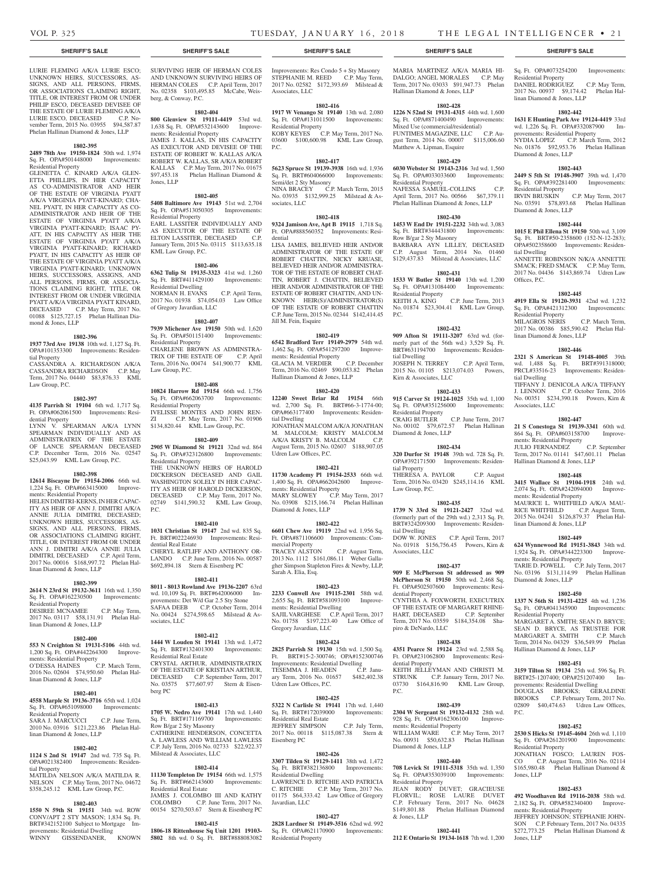LURIE FLEMING A/K/A LURIE ESCO; UNKNOWN HEIRS, SUCCESSORS, ASSIGNS, AND ALL PERSONS, FIRMS, OR ASSOCIATIONS CLAIMING RIGHT, TITLE, OR INTEREST FROM OR UNDER PHILIP ESCO, DECEASED DEVISEE OF THE ESTATE OF LURIE FLEMING A/K/A LURIE ESCO, DECEASED C.P. November Term, 2015 No. 03955 $94,587.87 Phelan Hallinan Diamond & Jones, LLP

**1802-395**

**2489 78th Ave 19150-1824** 50th wd. 1,974 Sq. Ft. OPA#501448000 Improvements: Residential Property

GLENETTA C. KINARD A/K/A GLENETTA PHILLIPS, IN HER CAPACITY AS CO-ADMINISTRATOR AND HEIR OF THE ESTATE OF VIRGINIA PYATT A/K/A VIRGINIA PYATT-KINARD; CHANEL PYATT, IN HER CAPACITY AS CO-ADMINISTRATOR AND HEIR OF THE ESTATE OF VIRGINIA PYATT A/K/A VIRGINIA PYATT-KINARD; ISAAC PYATT, IN HIS CAPACITY AS HEIR THE ESTATE OF VIRGINIA PYATT A/K/A VIRGINIA PYATT-KINARD; RICHARD PYATT, IN HIS CAPACITY AS HEIR OF THE ESTATE OF VIRGINIA PYATT A/K/A VIRGINIA PYATT-KINARD; UNKNOWN HEIRS, SUCCESSORS, ASSIGNS, AND ALL PERSONS, FIRMS, OR ASSOCIATIONS CLAIMING RIGHT, TITLE, OR INTEREST FROM OR UNDER VIRGINIA PYATT A/K/A VIRGINIA PYATT KINARD, DECEASED C.P. May Term, 2017 No. 01088 $125,727.15 Phelan Hallinan Diamond & Jones, LLP

**1802-396**

**1937 73rd Ave 19138** 10th wd. 1,127 Sq. Ft. OPA#101353300 Improvements: Residential Property

CASSANDRA A. RICHARDSON A/K/A CASSANDRA RICHARDSON C.P. May Term, 2017 No. 04440 $83,876.33 KML Law Group, P.C.

**1802-397**

**4135 Parrish St 19104** 6th wd. 1,717 Sq. Ft. OPA#062061500 Improvements: Residential Property

LYNN V. SPEARMAN A/K/A LYNN SPEARMAN INDIVIDUALLY AND AS ADMINISTRATRIX OF THE ESTATE OF LANCE SPEARMAN DECEASED C.P. December Term, 2016 No. 02547 $25,043.99 KML Law Group, P.C.

**1802-398**

**12614 Biscayne Dr 19154-2006** 66th wd. 1,224 Sq. Ft. OPA#663415000 Improvements: Residential Property

HELEN DIMITRI-KERNS, IN HER CAPACITY AS HEIR OF ANN J. DIMITRI A/K/A ANNIE JULIA DIMITRI, DECEASED; UNKNOWN HEIRS, SUCCESSORS, ASSIGNS, AND ALL PERSONS, FIRMS, OR ASSOCIATIONS CLAIMING RIGHT, TITLE, OR INTEREST FROM OR UNDER ANN J. DIMITRI A/K/A ANNIE JULIA DIMITRI, DECEASED C.P. April Term, 2017 No. 00016 $168,997.72 Phelan Hallinan Diamond & Jones, LLP

**1802-399**

**2614 N 23rd St 19132-3611** 16th wd. 1,350 Sq. Ft. OPA#162230500 Improvements: Residential Property

DESIREE MCNAMEE C.P. May Term, 2017 No. 03117 $58,131.91 Phelan Hallinan Diamond & Jones, LLP

**1802-400**

**553 N Creighton St 19131-5106** 44th wd. 1,200 Sq. Ft. OPA#442264300 Improvements: Residential Property

O'DESSA HAINES C.P. March Term, 2016 No. 02604 $74,950.60 Phelan Hallinan Diamond & Jones, LLP

**1802-401**

**4558 Marple St 19136-3716** 65th wd. 1,024 Sq. Ft. OPA#651098000 Improvements: Residential Property

SARA J. MARCUCCI C.P. June Term, 2010 No. 03916 $121,223.86 Phelan Hallinan Diamond & Jones, LLP

**1802-402**

**1124 S 2nd St 19147** 2nd wd. 735 Sq. Ft. OPA#021382400 Improvements: Residential Property

MATILDA NELSON A/K/A MATILDA R. NELSON C.P. May Term, 2017 No. 04672 $358,245.12 KML Law Group, P.C.

**1802-403**

**1550 N 59th St 19151** 34th wd. ROW CONV/APT 2 STY MASON; 1,834 Sq. Ft. BRT#342152100 Subject to Mortgage Improvements: Residential Dwelling

WINNY GISSENDANER, KNOWN SURVIVING HEIR OF HERMAN COLES AND UNKNOWN SURVIVING HEIRS OF HERMAN COLES C.P. April Term, 2017 No. 02358 $103,495.85 McCabe, Weisberg, & Conway, P.C.

**1802-404**

**800 Glenview St 19111-4419** 53rd wd. 1,638 Sq. Ft. OPA#532143600 Improvements: Residential Property

JAMES J. KALLAS, IN HIS CAPACITY AS EXECUTOR AND DEVISEE OF THE ESTATE OF ROBERT W. KALLAS A/K/A ROBERT W. KALLAS, SR A/K/A ROBERT KALLAS C.P. May Term, 2017 No. 01675 $97,453.18 Phelan Hallinan Diamond & Jones, LLP

**1802-405**

**5408 Baltimore Ave 19143** 51st wd. 2,704 Sq. Ft. OPA#513050305 Improvements: Residential Property

EARL LASSITER INDIVIDUALLY AND AS EXECUTOR OF THE ESTATE OF ELTON LASSITER, DECEASED C.P. January Term, 2015 No. 03115 $113,635.18 KML Law Group, P.C.

**1802-406**

**6362 Tulip St 19135-3323** 41st wd. 1,260 Sq. Ft. BRT#411429100 Improvements: Residential Dwelling

NORMAN H. EVANS C.P. April Term, 2017 No. 01938 $74,054.03 Law Office of Gregory Javardian, LLC

**1802-407**

**7939 Michener Ave 19150** 50th wd. 1,620 Sq. Ft. OPA#501151400 Improvements: Residential Property

CHARLENE BROWN AS ADMINSTRATRIX OF THE ESTATE OF C.P. April Term, 2016 No. 00474 $41,900.77 KML Law Group, P.C.

**1802-408**

**10824 Harrow Rd 19154** 66th wd. 1,756 Sq. Ft. OPA#662063700 Improvements: Residential Property

IVELISSE MONTES AND JOHN RENZI C.P. May Term, 2017 No. 01906 $134,820.44 KML Law Group, P.C.

**1802-409**

**2905 W Diamond St 19121** 32nd wd. 864 Sq. Ft. OPA#323126800 Improvements: Residential Property

THE UNKNOWN HEIRS OF HAROLD DICKERSON DECEASED AND GAIL WASHINGTON SOLELY IN HER CAPACITY AS HEIR OF HAROLD DICKERSON, DECEASED C.P. May Term, 2017 No. 02749 $141,590.32 KML Law Group, P.C.

**1802-410**

**1031 Christian St 19147** 2nd wd. 835 Sq. Ft. BRT#022246930 Improvements: Residential Real Estate

CHERYL RATLIFF AND ANTHONY ORLANDO C.P. June Term, 2016 No. 00587 $692,894.18 Stern & Eisenberg PC

**1802-411**

**8011 - 8013 Rowland Ave 19136-2207** 63rd wd. 10,109 Sq. Ft. BRT#642006000 Improvements: Det W/d Gar 2.5 Sty Stone

SAFAA DEEB C.P. October Term, 2014 No. 00424 $274,598.65 Milstead & Associates, LLC

**1802-412**

**1444 W Louden St 19141** 13th wd. 1,472 Sq. Ft. BRT#132401300 Improvements: Residential Real Estate

CRYSTAL ARTHUR, ADMINISTRATRIX OF THE ESTATE OF KRISTIAN ARTHUR, DECEASED C.P. September Term, 2017 No. 03575 $77,607.97 Stern & Eisenberg PC

**1802-413**

**1705 W. Nedro Ave 19141** 17th wd. 1,440 Sq. Ft. BRT#171169700 Improvements: Row B/gar 2 Sty Masonry

CATHERINE HENDERSON, CONCETTA A. LAWLESS AND WILLIAM LAWLESS C.P. July Term, 2016 No. 02733 $22,922.37 Milstead & Associates, LLC

**1802-414**

**11130 Templeton Dr 19154** 66th wd. 1,575 Sq. Ft. BRT#662143600 Improvements: Residential Real Estate

JAMES J. COLOMBO III AND KATHY COLOMBO C.P. June Term, 2017 No. 00154 $270,503.67 Stern & Eisenberg PC

**1802-415**

**1806-18 Rittenhouse Sq Unit 1201 19103-5802** 8th wd. 0 Sq. Ft. BRT#888083082 Improvements: Res Condo 5 + Sty Masonry

STEPHANIE M. REED C.P. May Term, 2017 No. 02582 $172,393.69 Milstead & Associates, LLC

**1802-416**

**1917 W Venango St 19140** 13th wd. 2,080 Sq. Ft. OPA#131011500 Improvements: Residential Property

KOBY KEYES C.P. May Term, 2017 No. 03600 $100,600.98 KML Law Group, P.C.

**1802-417**

**5623 Spruce St 19139-3938** 16th wd. 1,936 Sq. Ft. BRT#604066000 Improvements: Semi/det 2 Sty Masonry

NINA BRACEY C.P. March Term, 2015 No. 03935 $132,999.25 Milstead & Associates, LLC

**1802-418**

**9324 Jamison Ave, Apt B 19115** 1,718 Sq. Ft. OPA#888560352 Improvements: Residential

LISA JAMES, BELIEVED HEIR AND/OR ADMINISTRATOR OF THE ESTATE OF ROBERT CHATTIN, NICKY KRUASE, BELIEVED HEIR AND/OR ADMINISTRATOR OF THE ESTATE OF ROBERT CHATTIN, ROBERT J. CHATTIN, BELIEVED HEIR AND/OR ADMINISTRATOR OF THE ESTATE OF ROBERT CHATTIN, AND UNKNOWN HEIR(S)/ADMINISTRATOR(S) OF THE ESTATE OF ROBERT CHATTIN C.P. June Term, 2015 No. 02344 $142,414.45 Jill M. Fein, Esquire

**1802-419**

**6542 Bradford Terr 19149-2979** 54th wd. 1,462 Sq. Ft. OPA#541297200 Improvements: Residential Property

GLACIA M. VERDIER C.P. December Term, 2016 No. 02469 $90,053.82 Phelan Hallinan Diamond & Jones, LLP

**1802-420**

**12240 Sweet Briar Rd 19154** 66th wd. 2,700 Sq. Ft. BRT#66-3-1774-00; OPA#663177400 Improvements: Residential Dwelling

JONATHAN MALCOM A/K/A JONATHAN M. MALCOLM; KRISTY MALCOLM A/K/A KRISTY B. MALCOLM C.P. August Term, 2015 No. 02607 $188,907.05 Udren Law Offices, P.C.

**1802-421**

**11730 Academy Pl 19154-2533** 66th wd. 1,400 Sq. Ft. OPA#662042600 Improvements: Residential Property

MARY SLOWEY C.P. May Term, 2017 No. 03908 $215,166.74 Phelan Hallinan Diamond & Jones, LLP

**1802-422**

**6601 Chew Ave 19119** 22nd wd. 1,956 Sq. Ft. OPA#871106600 Improvements: Commercial Property

TRACEY ALSTON C.P. August Term, 2013 No. 1112 $161,086.11 Weber Gallagher Simpson Stapleton Fires & Newby, LLP, Sarah A. Elia, Esq.

**1802-423**

**2233 Conwell Ave 19115-2301** 58th wd. 2,655 Sq. Ft. BRT#581093100 Improvements: Residential Dwelling

SAJIL VARGHESE C.P. April Term, 2017 No. 01758 $197,223.40 Law Office of Gregory Javardian, LLC

**1802-424**

**2825 Parrish St 19130** 15th wd. 1,500 Sq. Ft. BRT#15-2-300746; OPA#152300746 Improvements: Residential Dwelling

TESEMMA J. HEADEN C.P. January Term, 2016 No. 01657 $482,402.38 Udren Law Offices, P.C.

**1802-425**

**5322 N Carlisle St 19141** 17th wd. 1,440 Sq. Ft. BRT#172039000 Improvements: Residential Real Estate

JEFFREY SIMPSON C.P. July Term, 2017 No. 00118 $115,087.38 Stern & Eisenberg PC

**1802-426**

**3307 Tilden St 19129-1411** 38th wd. 1,472 Sq. Ft. BRT#382136800 Improvements: Residential Dwelling

LAWRENCE D. RITCHIE AND PATRICIA C. RITCHIE C.P. May Term, 2017 No. 01175 $64,333.42 Law Office of Gregory Javardian, LLC

**1802-427**

**2828 Lardner St 19149-3516** 62nd wd. 992 Sq. Ft. OPA#621170900 Improvements: Residential Property

MARIA MARTINEZ A/K/A MARIA HIDALGO; ANGEL MORALES C.P. May Term, 2017 No. 03033 $91,947.73 Phelan Hallinan Diamond & Jones, LLP

**1802-428**

**1226 N 52nd St 19131-4315** 44th wd. 1,600 Sq. Ft. OPA#871400490 Improvements: Mixed Use (commercial/residential)

FUNTIMES MAGAZINE, LLC C.P. August Term, 2014 No. 00007 $115,006.60 Matthew A. Lipman, Esquire

**1802-429**

**6030 Webster St 19143-2316** 3rd wd. 1,560 Sq. Ft. OPA#033033600 Improvements: Residential Property

NAFESSA SAMUEL-COLLINS C.P. April Term, 2017 No. 00566 $67,379.11 Phelan Hallinan Diamond & Jones, LLP

**1802-430**

**1453 W End Dr 19151-2232** 34th wd. 3,083 Sq. Ft. BRT#344431800 Improvements: Row B/gar 2 Sty Masonry

BARBARA AYN LILLEY, DECEASED C.P. August Term, 2014 No. 01460 $129,437.83 Milstead & Associates, LLC

**1802-431**

**1533 W Butler St 19140** 13th wd. 1,200 Sq. Ft. OPA#131084400 Improvements: Residential Property

KEITH A. KING C.P. June Term, 2013 No. 01874 $23,304.41 KML Law Group, P.C.

**1802-432**

**909 Afton St 19111-3207** 63rd wd. (formerly part of the 56th wd.) 3,529 Sq. Ft. BRT#631194700 Improvements: Residential Dwelling

JOSEPH N. TERREY C.P. April Term, 2015 No. 01105 $213,074.03 Powers, Kirn & Associates, LLC

**1802-433**

**915 Carver St 19124-1025** 35th wd. 1,100 Sq. Ft. OPA#351256000 Improvements: Residential Property

CRAIG BUTLER C.P. June Term, 2017 No. 00102 $79,672.57 Phelan Hallinan Diamond & Jones, LLP

**1802-434**

**320 Durfor St 19148** 39th wd. 728 Sq. Ft. OPA#392171500 Improvements: Residential Property

THERESA A. PAYLOR C.P. August Term, 2016 No. 03420 $245,114.16 KML Law Group, P.C.

**1802-435**

**1739 N 33rd St 19121-2427** 32nd wd. (formerly part of the 29th wd.) 2,313 Sq. Ft. BRT#324209300 Improvements: Residential Dwelling

DOW W. JONES C.P. April Term, 2017 No. 01918 $156,756.45 Powers, Kirn & Associates, LLC

**1802-437**

**909 E McPherson St addressed as 909 McPherson St 19150** 50th wd. 2,468 Sq. Ft. OPA#502507600 Improvements: Residential Property

CYNTHIA A. FOXWORTH, EXECUTRIX OF THE ESTATE OF MARGARET RHINEHART, DECEASED C.P. September Term, 2017 No. 03559 $184,354.08 Shapiro & DeNardo, LLC

**1802-438**

**4351 Pearce St 19124** 23rd wd. 2,588 Sq. Ft. OPA#231062800 Improvements: Residential Property

KEITH JELLEYMAN AND CHRISTI M. STRUNK C.P. January Term, 2017 No. 03730 $164,816.90 KML Law Group, P.C.

**1802-439**

**2304 W Sergeant St 19132-4132** 28th wd. 928 Sq. Ft. OPA#162306100 Improvements: Residential Property

WILLIAM WARE C.P. May Term, 2017 No. 00931 $50,632.83 Phelan Hallinan Diamond & Jones, LLP

**1802-440**

**708 Levick St 19111-5318** 35th wd. 1,350 Sq. Ft. OPA#353039100 Improvements: Residential Property

JEAN RODY DUVET; GRACIEUSE FLORVIL; ROSE LAURE DUVET C.P. February Term, 2017 No. 04628 $149,801.88 Phelan Hallinan Diamond & Jones, LLP

**1802-441**

**212 E Ontario St 19134-1618** 7th wd. 1,200 Sq. Ft. OPA#073254200 Improvements: Residential Property

DANIEL RODRIGUEZ C.P. May Term, 2017 No. 00937 $9,174.42 Phelan Hallinan Diamond & Jones, LLP

**1802-442**

**1631 E Hunting Park Ave 19124-4419** 33rd wd. 1,226 Sq. Ft. OPA#332087900 Improvements: Residential Property

NYDIA LOPEZ C.P. March Term, 2012 No. 01876 $92,953.76 Phelan Hallinan Diamond & Jones, LLP

**1802-443**

**2449 S 5th St 19148-3907** 39th wd. 1,470 Sq. Ft. OPA#392281400 Improvements: Residential Property

IRVIN BRUSKIN C.P. May Term, 2017 No. 03591 $78,893.68 Phelan Hallinan Diamond & Jones, LLP

**1802-444**

**1015 E Phil Ellena St 19150** 50th wd. 3,109 Sq. Ft. BRT#50-2358600 (152-N-12-283); OPA#502358600 Improvements: Residential Dwelling

ANNETTE ROBINSON N/K/A ANNETTE SMACK; FRED SMACK C.P. May Term, 2017 No. 04436 $143,869.74 Udren Law Offices, P.C.

**1802-445**

**4919 Ella St 19120-3931** 42nd wd. 1,232 Sq. Ft. OPA#421312300 Improvements: Residential Property

MILAGROS NERIS C.P. March Term, 2017 No. 00386 $85,590.42 Phelan Hallinan Diamond & Jones, LLP

**1802-446**

**2321 S American St 19148-4005** 39th wd. 1,488 Sq. Ft. BRT#391318000; PRCL#33516-23 Improvements: Residential Dwelling

TIFFANY J. DENICOLA A/K/A TIFFANY J. LENNON C.P. October Term, 2016 No. 00351 $234,390.18 Powers, Kirn & Associates, LLC

**1802-447**

**21 S Conestoga St 19139-3341** 60th wd. 864 Sq. Ft. OPA#603158700 Improvements: Residential Property

JULIO FERNANDEZ C.P. September Term, 2017 No. 01141 $47,601.11 Phelan Hallinan Diamond & Jones, LLP

**1802-448**

**3415 Wallace St 19104-1918** 24th wd. 2,074 Sq. Ft. OPA#242094000 Improvements: Residential Property

MAURICE L. WHITFIELD A/K/A MAURICE WHITFIELD C.P. August Term, 2015 No. 04241 $126,879.37 Phelan Hallinan Diamond & Jones, LLP

**1802-449**

**624 Wynnewood Rd 19151-3843** 34th wd. 1,924 Sq. Ft. OPA#344223300 Improvements: Residential Property

TARIE D. POWELL C.P. July Term, 2017 No. 03196 $131,114.99 Phelan Hallinan Diamond & Jones, LLP

**1802-450**

**1337 N 56th St 19131-4225** 4th wd. 1,236 Sq. Ft. OPA#041345900 Improvements: Residential Property

MARGARET A. SMITH; SEAN D. BRYCE; SEAN D. BRYCE, AS TRUSTEE FOR MARGARET A. SMITH C.P. March Term, 2014 No. 04329 $36,549.99 Phelan Hallinan Diamond & Jones, LLP

**1802-451**

**3159 Tilton St 19134** 25th wd. 596 Sq. Ft. BRT#25-1207400; OPA#251207400 Improvements: Residential Dwelling

DOUGLAS BROOKS; GERALDINE BROOKS C.P. February Term, 2017 No. 02809 $40,474.63 Udren Law Offices, P.C.

**1802-452**

**2530 S Hicks St 19145-4604** 26th wd. 1,110 Sq. Ft. OPA#261201900 Improvements: Residential Property

JONATHAN FOSCO; LAUREN FOSCO C.P. August Term, 2016 No. 02114 $165,980.48 Phelan Hallinan Diamond & Jones, LLP

**1802-453**

**492 Woodhaven Rd 19116-2038** 58th wd. 2,182 Sq. Ft. OPA#582340400 Improvements: Residential Property

JEFFREY JOHNSON; STEPHANIE JOHNSON C.P. February Term, 2017 No. 04335 $272,773.25 Phelan Hallinan Diamond & Jones, LLP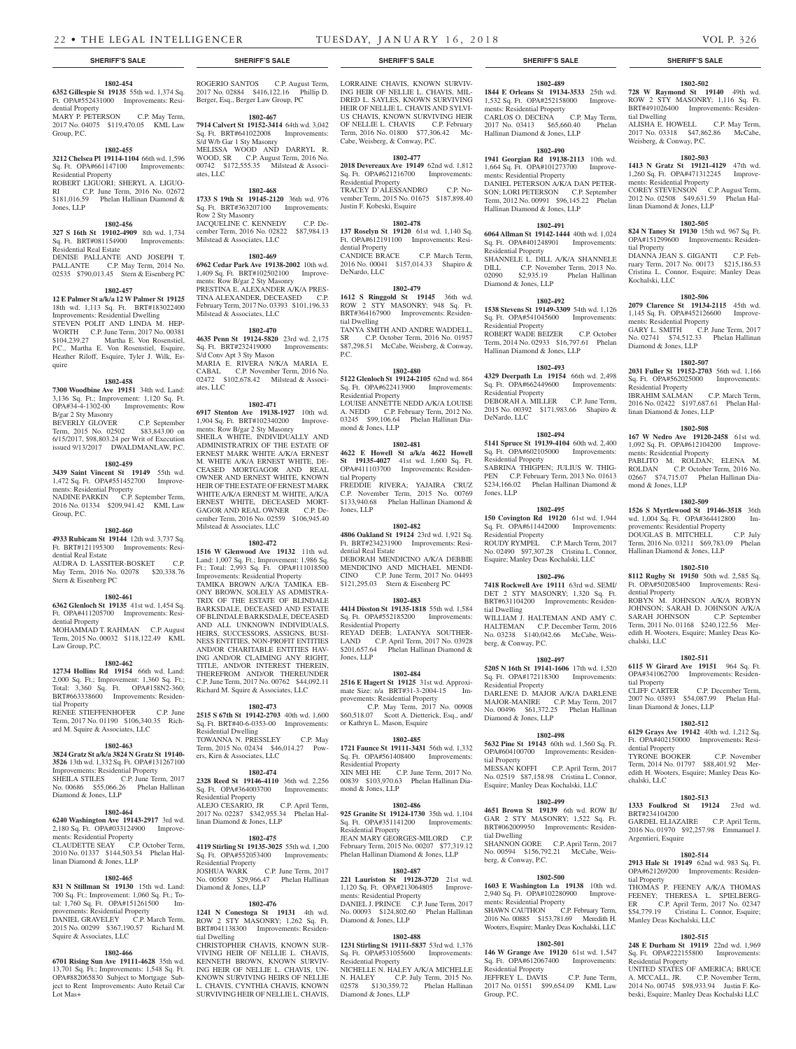**SHERIFF'S SALE**

**1802-454**

**6352 Gillespie St 19135** 55th wd. 1,374 Sq. Ft. OPA#552431000 Improvements: Residential Property
MARY P. PETERSON C.P. May Term, 2017 No. 04075 $119,470.05 KML Law Group, P.C.

**1802-455**

**3212 Chelsea Pl 19114-1104** 66th wd. 1,596 Sq. Ft. OPA#661147100 Improvements: Residential Property
ROBERT LIGUORI; SHERYL A. LIGUORI C.P. June Term, 2016 No. 02672 $181,016.59 Phelan Hallinan Diamond & Jones, LLP

**1802-456**

**327 S 16th St 19102-4909** 8th wd. 1,734 Sq. Ft. BRT#081154900 Improvements: Residential Real Estate
DENISE PALLANTE AND JOSEPH T. PALLANTE C.P. May Term, 2014 No. 02535 $790,013.45 Stern & Eisenberg PC

**1802-457**

**12 E Palmer St a/k/a 12 W Palmer St 19125** 18th wd. 1,113 Sq. Ft. BRT#183022400 Improvements: Residential Dwelling
STEVEN POLIT AND LINDA M. HEPWORTH C.P. June Term, 2017 No. 00381 $104,239.27 Martha E. Von Rosenstiel, P.C., Martha E. Von Rosenstiel, Esquire, Heather Riloff, Esquire, Tyler J. Wilk, Esquire

**1802-458**

**7300 Woodbine Ave 19151** 34th wd. Land: 3,136 Sq. Ft.; Improvement: 1,120 Sq. Ft. OPA#34-4-1302-00 Improvements: Row B/gar 2 Sty Masonry
BEVERLY GLOVER C.P. September Term, 2015 No. 02502 $83,843.00 on 6/15/2017, $98,803.24 per Writ of Execution issued 9/13/2017 DWALDMANLAW, P.C.

**1802-459**

**3439 Saint Vincent St 19149** 55th wd. 1,472 Sq. Ft. OPA#551452700 Improvements: Residential Property
NADINE PARKIN C.P. September Term, 2016 No. 01334 $209,941.42 KML Law Group, P.C.

**1802-460**

**4933 Rubicam St 19144** 12th wd. 3,737 Sq. Ft. BRT#121195300 Improvements: Residential Real Estate
AUDRA D. LASSITER-BOSKET C.P. May Term, 2016 No. 02078 $20,338.76 Stern & Eisenberg PC

**1802-461**

**6362 Glenloch St 19135** 41st wd. 1,454 Sq. Ft. OPA#411205700 Improvements: Residential Property
MOHAMMAD T. RAHMAN C.P. August Term, 2015 No. 00032 $118,122.49 KML Law Group, P.C.

**1802-462**

**12734 Hollins Rd 19154** 66th wd. Land: 2,000 Sq. Ft.; Improvement: 1,360 Sq. Ft.; Total: 3,360 Sq. Ft. OPA#158N2-360; BRT#663338600 Improvements: Residential Property
RENEE STIEFFENHOFER C.P. June Term, 2017 No. 01190 $106,340.35 Richard M. Squire & Associates, LLC

**1802-463**

**3824 Gratz St a/k/a 3824 N Gratz St 19140-3526** 13th wd. 1,332 Sq. Ft. OPA#131267100 Improvements: Residential Property
SHEILA STILES C.P. June Term, 2017 No. 00686 $55,066.26 Phelan Hallinan Diamond & Jones, LLP

**1802-464**

**6240 Washington Ave 19143-2917** 3rd wd. 2,180 Sq. Ft. OPA#033124900 Improvements: Residential Property
CLAUDETTE SEAY C.P. October Term, 2010 No. 01337 $144,503.54 Phelan Hallinan Diamond & Jones, LLP

**1802-465**

**831 N Stillman St 19130** 15th wd. Land: 700 Sq. Ft.; Improvement: 1,060 Sq. Ft.; Total: 1,760 Sq. Ft. OPA#151261500 Improvements: Residential Property
DANIEL GRAVELEY C.P. March Term, 2015 No. 00299 $367,190.57 Richard M. Squire & Associates, LLC

**1802-466**

**6701 Rising Sun Ave 19111-4628** 35th wd. 13,701 Sq. Ft.; Improvements: 1,548 Sq. Ft. OPA#882065830 Subject to Mortgage Subject to Rent Improvements: Auto Retail Car Lot Mas+
ROGERIO SANTOS C.P. August Term, 2017 No. 02884 $416,122.16 Phillip D. Berger, Esq., Berger Law Group, PC

**1802-467**

**7914 Calvert St 19152-3414** 64th wd. 3,042 Sq. Ft. BRT#641022008 Improvements: S/d W/b Gar 1 Sty Masonry
MELISSA WOOD AND DARRYL R. WOOD, SR C.P. August Term, 2016 No. 00742 $172,555.35 Milstead & Associates, LLC

**1802-468**

**1733 S 19th St 19145-2120** 36th wd. 976 Sq. Ft. BRT#363207100 Improvements: Row 2 Sty Masonry
JACQUELINE C. KENNEDY C.P. December Term, 2016 No. 02822 $87,984.13 Milstead & Associates, LLC

**1802-469**

**6962 Cedar Park Ave 19138-2002** 10th wd. 1,409 Sq. Ft. BRT#102502100 Improvements: Row B/gar 2 Sty Masonry
PRESTINA E. ALEXANDER A/K/A PRESTINA ALEXANDER, DECEASED C.P. February Term, 2017 No. 03393 $101,196.33 Milstead & Associates, LLC

**1802-470**

**4635 Penn St 19124-5820** 23rd wd. 2,175 Sq. Ft. BRT#232419000 Improvements: S/d Conv Apt 3 Sty Mason
MARIA E. RIVERA N/K/A MARIA E. CABAL C.P. November Term, 2016 No. 02472 $102,678.42 Milstead & Associates, LLC

**1802-471**

**6917 Stenton Ave 19138-1927** 10th wd. 1,904 Sq. Ft. BRT#102340200 Improvements: Row B/gar 2 Sty Masonry
SHEILA WHITE, INDIVIDUALLY AND ADMINISTRATRIX OF THE ESTATE OF ERNEST MARK WHITE A/K/A ERNEST M. WHITE A/K/A ERNEST WHITE, DECEASED MORTGAGOR AND REAL OWNER AND ERNEST WHITE, KNOWN HEIR OF THE ESTATE OF ERNEST MARK WHITE A/K/A ERNEST M. WHITE, A/K/A ERNEST WHITE, DECEASED MORTGAGOR AND REAL OWNER C.P. December Term, 2016 No. 02559 $106,945.40 Milstead & Associates, LLC

**1802-472**

**1516 W Glenwood Ave 19132** 11th wd. Land: 1,007 Sq. Ft.; Improvement: 1,986 Sq. Ft.; Total: 2,993 Sq. Ft. OPA#111018500 Improvements: Residential Property
TAMIKA BROWN A/K/A TAMIKA EBONY BROWN, SOLELY AS ADMISTRATRIX OF THE ESTATE OF BLINDALE BARKSDALE, DECEASED AND ESTATE OF BLINDALE BARKSDALE, DECEASED AND ALL UNKNOWN INDIVIDUALS, HEIRS, SUCCESSORS, ASSIGNS, BUSINESS ENTITIES, NON-PROFIT ENTITIES AND/OR CHARITABLE ENTITIES HAVING AND/OR CLAIMING ANY RIGHT, TITLE, AND/OR INTEREST THEREIN, THEREFROM AND/OR THEREUNDER C.P. June Term, 2017 No. 00762 $44,092.11 Richard M. Squire & Associates, LLC

**1802-473**

**2515 S 67th St 19142-2703** 40th wd. 1,600 Sq. Ft. BRT#40-6-0353-00 Improvements: Residential Dwelling
TOWANNA N. PRESSLEY C.P. May Term, 2015 No. 02434 $46,014.27 Powers, Kirn & Associates, LLC

**1802-474**

**2328 Reed St 19146-4110** 36th wd. 2,256 Sq. Ft. OPA#364003700 Improvements: Residential Property
ALEJO CESARIO, JR C.P. April Term, 2017 No. 02287 $342,955.34 Phelan Hallinan Diamond & Jones, LLP

**1802-475**

**4119 Stirling St 19135-3025** 55th wd. 1,200 Sq. Ft. OPA#552053400 Improvements: Residential Property
JOSHUA WARK C.P. June Term, 2017 No. 00500 $29,966.47 Phelan Hallinan Diamond & Jones, LLP

**1802-476**

**1241 N Conestoga St 19131** 4th wd. ROW 2 STY MASONRY; 1,262 Sq. Ft. BRT#041138300 Improvements: Residential Dwelling
CHRISTOPHER CHAVIS, KNOWN SURVIVING HEIR OF NELLIE L. CHAVIS, KENNETH BROWN, KNOWN SURVIVING HEIR OF NELLIE L. CHAVIS, UNKNOWN SURVIVING HEIRS OF NELLIE L. CHAVIS, CYNTHIA CHAVIS, KNOWN SURVIVING HEIR OF NELLIE L. CHAVIS, LORRAINE CHAVIS, KNOWN SURVIVING HEIR OF NELLIE L. CHAVIS, MILDRED L. SAYLES, KNOWN SURVIVING HEIR OF NELLIE L. CHAVIS AND SYLVIUS CHAVIS, KNOWN SURVIVING HEIR OF NELLIE L. CHAVIS C.P. February Term, 2016 No. 01800 $77,306.42 McCabe, Weisberg, & Conway, P.C.

**1802-477**

**2018 Devereaux Ave 19149** 62nd wd. 1,812 Sq. Ft. OPA#621216700 Improvements: Residential Property
TRACEY D'ALESSANDRO C.P. November Term, 2015 No. 01675 $187,898.40 Justin F. Kobeski, Esquire

**1802-478**

**137 Roselyn St 19120** 61st wd. 1,140 Sq. Ft. OPA#612191100 Improvements: Residential Property
CANDICE BRACE C.P. March Term, 2016 No. 00041 $157,014.33 Shapiro & DeNardo, LLC

**1802-479**

**1612 S Ringgold St 19145** 36th wd. ROW 2 STY MASONRY; 948 Sq. Ft. BRT#364167900 Improvements: Residential Dwelling
TANYA SMITH AND ANDRE WADDELL, SR C.P. October Term, 2016 No. 01957 $87,298.51 McCabe, Weisberg, & Conway, P.C.

**1802-480**

**5122 Glenloch St 19124-2105** 62nd wd. 864 Sq. Ft. OPA#622413900 Improvements: Residential Property
LOUISE ANNETTE NEDD A/K/A LOUISE A. NEDD C.P. February Term, 2012 No. 03245 $99,106.64 Phelan Hallinan Diamond & Jones, LLP

**1802-481**

**4622 E Howell St a/k/a 4622 Howell St 19135-4027** 41st wd. 1,600 Sq. Ft. OPA#411103700 Improvements: Residential Property
FREDDIE RIVERA; YAJAIRA CRUZ C.P. November Term, 2015 No. 00769 $133,940.68 Phelan Hallinan Diamond & Jones, LLP

**1802-482**

**4806 Oakland St 19124** 23rd wd. 1,921 Sq. Ft. BRT#234231900 Improvements: Residential Real Estate
DEBORAH MENDICINO A/K/A DEBBIE MENDICINO AND MICHAEL MENDICINO C.P. June Term, 2017 No. 04493 $121,295.03 Stern & Eisenberg PC

**1802-483**

**4414 Disston St 19135-1818** 55th wd. 1,584 Sq. Ft. OPA#552185200 Improvements: Residential Property
REYAD DEEB; LATANYA SOUTHERLAND C.P. April Term, 2017 No. 03928 $201,657.64 Phelan Hallinan Diamond & Jones, LLP

**1802-484**

**2516 E Hagert St 19125** 31st wd. Approximate Size: n/a BRT#31-3-2004-15 Improvements: Residential Property
C.P. May Term, 2017 No. 00908 $60,518.07 Scott A. Dietterick, Esq., and/or Kathryn L. Mason, Esquire

**1802-485**

**1721 Faunce St 19111-3431** 56th wd. 1,332 Sq. Ft. OPA#561408400 Improvements: Residential Property
XIN MEI HE C.P. June Term, 2017 No. 00839 $103,970.63 Phelan Hallinan Diamond & Jones, LLP

**1802-486**

**925 Granite St 19124-1730** 35th wd. 1,104 Sq. Ft. OPA#351141200 Improvements: Residential Property
JEAN MARY GEORGES-MILORD C.P. February Term, 2015 No. 00207 $77,319.12 Phelan Hallinan Diamond & Jones, LLP

**1802-487**

**221 Lauriston St 19128-3720** 21st wd. 1,120 Sq. Ft. OPA#213064805 Improvements: Residential Property
DANIEL J. PRINCE C.P. June Term, 2017 No. 00093 $124,802.60 Phelan Hallinan Diamond & Jones, LLP

**1802-488**

**1231 Stirling St 19111-5837** 53rd wd. 1,376 Sq. Ft. OPA#531055600 Improvements: Residential Property
NICHELLE N. HALEY A/K/A MICHELLE N. HALEY C.P. July Term, 2015 No. 02578 $130,359.72 Phelan Hallinan Diamond & Jones, LLP

**1802-489**

**1844 E Orleans St 19134-3533** 25th wd. 1,532 Sq. Ft. OPA#252158000 Improvements: Residential Property
CARLOS O. DECENA C.P. May Term, 2017 No. 03413 $65,660.40 Phelan Hallinan Diamond & Jones, LLP

**1802-490**

**1941 Georgian Rd 19138-2113** 10th wd. 1,664 Sq. Ft. OPA#101273700 Improvements: Residential Property
DANIEL PETERSON A/K/A DAN PETERSON; LORI PETERSON C.P. September Term, 2012 No. 00991 $96,145.22 Phelan Hallinan Diamond & Jones, LLP

**1802-491**

**6064 Allman St 19142-1444** 40th wd. 1,024 Sq. Ft. OPA#401248901 Improvements: Residential Property
SHANNELE L. DILL A/K/A SHANNELE DILL C.P. November Term, 2013 No. 02090 $2,935.19 Phelan Hallinan Diamond & Jones, LLP

**1802-492**

**1538 Stevens St 19149-3309** 54th wd. 1,126 Sq. Ft. OPA#541045600 Improvements: Residential Property
ROBERT WADE BEIZER C.P. October Term, 2014 No. 02933 $16,797.61 Phelan Hallinan Diamond & Jones, LLP

**1802-493**

**4329 Deerpath Ln 19154** 66th wd. 2,498 Sq. Ft. OPA#662449600 Improvements: Residential Property
DEBORAH A. MILLER C.P. June Term, 2015 No. 00392 $171,983.66 Shapiro & DeNardo, LLC

**1802-494**

**5141 Spruce St 19139-4104** 60th wd. 2,400 Sq. Ft. OPA#602105000 Improvements: Residential Property
SABRINA THIGPEN; JULIUS W. THIGPEN C.P. February Term, 2013 No. 01613 $234,166.02 Phelan Hallinan Diamond & Jones, LLP

**1802-495**

**150 Covington Rd 19120** 61st wd. 1,944 Sq. Ft. OPA#611442000 Improvements: Residential Property
ROUDY RYMPEL C.P. March Term, 2017 No. 02490 $97,307.28 Cristina L. Connor, Esquire; Manley Deas Kochalski, LLC

**1802-496**

**7418 Rockwell Ave 19111** 63rd wd. SEMI/DET 2 STY MASONRY; 1,320 Sq. Ft. BRT#631104200 Improvements: Residential Dwelling
WILLIAM J. HALTEMAN AND AMY C. HALTEMAN C.P. December Term, 2016 No. 03238 $140,042.66 McCabe, Weisberg, & Conway, P.C.

**1802-497**

**5205 N 16th St 19141-1606** 17th wd. 1,520 Sq. Ft. OPA#172118300 Improvements: Residential Property
DARLENE D. MAJOR A/K/A DARLENE MAJOR-MANIRE C.P. May Term, 2017 No. 00496 $61,372.25 Phelan Hallinan Diamond & Jones, LLP

**1802-498**

**5632 Pine St 19143** 60th wd. 1,560 Sq. Ft. OPA#604100700 Improvements: Residential Property
MESSAN KOFFI C.P. April Term, 2017 No. 02519 $87,158.98 Cristina L. Connor, Esquire; Manley Deas Kochalski, LLC

**1802-499**

**4651 Brown St 19139** 6th wd. ROW B/GAR 2 STY MASONRY; 1,522 Sq. Ft. BRT#062009950 Improvements: Residential Dwelling
SHANNON GORE C.P. April Term, 2017 No. 00594 $156,792.21 McCabe, Weisberg, & Conway, P.C.

**1802-500**

**1603 E Washington Ln 19138** 10th wd. 2,940 Sq. Ft. OPA#102280900 Improvements: Residential Property
SHAWN CAUTHON C.P. February Term, 2016 No. 00885 $153,781.69 Meredith H. Wooters, Esquire; Manley Deas Kochalski, LLC

**1802-501**

**146 W Grange Ave 19120** 61st wd. 1,547 Sq. Ft. OPA#612067400 Improvements: Residential Property
JEFFREY L. DAVIS C.P. June Term, 2017 No. 01551 $99,654.09 KML Law Group, P.C.

**1802-502**

**728 W Raymond St 19140** 49th wd. ROW 2 STY MASONRY; 1,116 Sq. Ft. BRT#491026400 Improvements: Residential Dwelling
ALISHA E. HOWELL C.P. May Term, 2017 No. 03318 $47,862.86 McCabe, Weisberg, & Conway, P.C.

**1802-503**

**1413 N Gratz St 19121-4129** 47th wd. 1,260 Sq. Ft. OPA#471312245 Improvements: Residential Property
COREY STEVENSON C.P. August Term, 2012 No. 02508 $49,631.59 Phelan Hallinan Diamond & Jones, LLP

**1802-505**

**824 N Taney St 19130** 15th wd. 967 Sq. Ft. OPA#151299600 Improvements: Residential Property
DIANNA JEAN S. GIGANTI C.P. February Term, 2017 No. 00173 $215,186.53 Cristina L. Connor, Esquire; Manley Deas Kochalski, LLC

**1802-506**

**2079 Clarence St 19134-2115** 45th wd. 1,145 Sq. Ft. OPA#452126600 Improvements: Residential Property
GARY L. SMITH C.P. June Term, 2017 No. 02741 $74,512.33 Phelan Hallinan Diamond & Jones, LLP

**1802-507**

**2031 Fuller St 19152-2703** 56th wd. 1,166 Sq. Ft. OPA#562025000 Improvements: Residential Property
IBRAHIM SALMAN C.P. March Term, 2016 No. 02422 $197,687.61 Phelan Hallinan Diamond & Jones, LLP

**1802-508**

**167 W Nedro Ave 19120-2458** 61st wd. 1,092 Sq. Ft. OPA#612104200 Improvements: Residential Property
PABLITO M. ROLDAN; ELENA M. ROLDAN C.P. October Term, 2016 No. 02667 $74,715.07 Phelan Hallinan Diamond & Jones, LLP

**1802-509**

**1526 S Myrtlewood St 19146-3518** 36th wd. 1,004 Sq. Ft. OPA#364412800 Improvements: Residential Property
DOUGLAS B. MITCHELL C.P. July Term, 2016 No. 03211 $69,783.09 Phelan Hallinan Diamond & Jones, LLP

**1802-510**

**8112 Rugby St 19150** 50th wd. 2,585 Sq. Ft. OPA#502085400 Improvements: Residential Property
ROBYN M. JOHNSON A/K/A ROBYN JOHNSON; SARAH D. JOHNSON A/K/A SARAH JOHNSON C.P. September Term, 2011 No. 01168 $240,122.56 Meredith H. Wooters, Esquire; Manley Deas Kochalski, LLC

**1802-511**

**6115 W Girard Ave 19151** 964 Sq. Ft. OPA#341062700 Improvements: Residential Property
CLIFF CARTER C.P. December Term, 2007 No. 03893 $54,087.99 Phelan Hallinan Diamond & Jones, LLP

**1802-512**

**6129 Grays Ave 19142** 40th wd. 1,212 Sq. Ft. OPA#402150000 Improvements: Residential Property
TYRONE BOOKER C.P. November Term, 2014 No. 01797 $88,401.92 Meredith H. Wooters, Esquire; Manley Deas Kochalski, LLC

**1802-513**

**1333 Foulkrod St 19124** 23rd wd. BRT#234104200
GARDEL ELIAZAIRE C.P. April Term, 2016 No. 01970 $92,257.98 Emmanuel J. Argentieri, Esquire

**1802-514**

**2913 Hale St 19149** 62nd wd. 983 Sq. Ft. OPA#621269200 Improvements: Residential Property
THOMAS P. FEENEY A/K/A THOMAS FEENEY; THERESA L. SPIELBERGER C.P. April Term, 2017 No. 02347 $54,779.19 Cristina L. Connor, Esquire; Manley Deas Kochalski, LLC

**1802-515**

**248 E Durham St 19119** 22nd wd. 1,969 Sq. Ft. OPA#222155800 Improvements: Residential Property
UNITED STATES OF AMERICA; BRUCE A. MCCALL, JR. C.P. November Term, 2014 No. 00745 $98,933.94 Justin F. Kobeski, Esquire; Manley Deas Kochalski LLC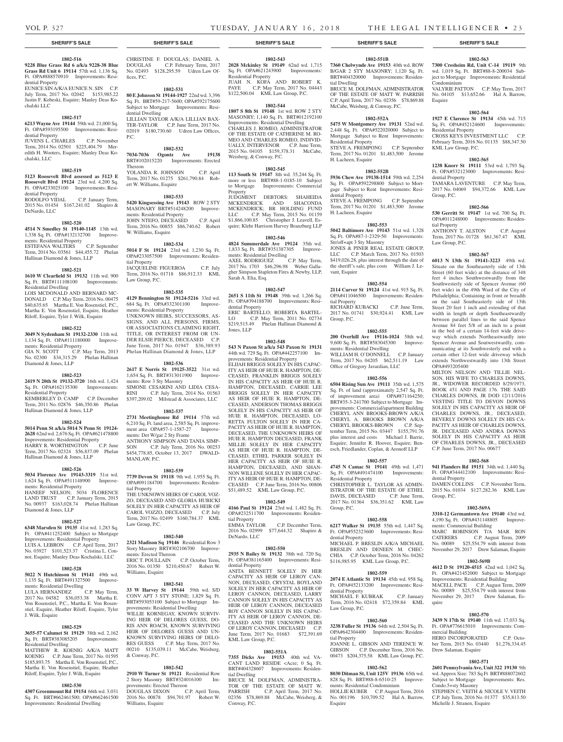**SHERIFF'S SALE**

**1802-516**

**9228 Blue Grass Rd 6 a/k/a 9228-38 Blue Grass Rd Unit 6 19114** 57th wd. 1,136 Sq. Ft. OPA#888570910 Improvements: Residential Property

EUNICE SIN A/K/A EUNICE N. SIN C.P. July Term, 2017 No. 02042 $153,985.22 Justin F. Kobeski, Esquire; Manley Deas Kochalski LLC

**1802-517**

**6213 Wayne Ave 19144** 59th wd. 21,000 Sq. Ft. OPA#593195500 Improvements: Residential Property

JUVENS L. CHARLES C.P. November Term, 2014 No. 02501 $225,404.79 Meredith H. Wooters, Esquire; Manley Deas Kochalski, LLC

**1802-519**

**5123 Roosevelt Blvd assessed as 5123 E Roosevelt Blvd 19124** 23rd wd. 4,200 Sq. Ft. OPA#233025100 Improvements: Residential Property

RODOLFO VIDAL C.P. January Term, 2015 No. 01454 $167,241.02 Shapiro & DeNardo, LLC

**1802-520**

**4514 N Smedley St 19140-1145** 13th wd. 1,338 Sq. Ft. OPA#132132700 Improvements: Residential Property

ESTEFANA WALTERS C.P. September Term, 2014 No. 03561 $44,455.72 Phelan Hallinan Diamond & Jones, LLP

**1802-521**

**1610 W Clearfield St 19132** 11th wd. 900 Sq. Ft. BRT#111108100 Improvements: Residential Dwelling

LOIS MCDONALD AND BERNARD MCDONALD C.P. May Term, 2016 No. 00475 $40,635.65 Martha E. Von Rosenstiel, P.C., Martha E. Von Rosenstiel, Esquire, Heather Riloff, Esquire, Tyler J. Wilk, Esquire

**1802-522**

**3049 N Sydenham St 19132-2330** 11th wd. 1,134 Sq. Ft. OPA#111180000 Improvements: Residential Property

GIA N. SCOTT C.P. May Term, 2013 No. 02300 $34,315.29 Phelan Hallinan Diamond & Jones, LLP

**1802-523**

**2419 N 20th St 19132-3720** 16th wd. 1,424 Sq. Ft. OPA#162135300 Improvements: Residential Property

KEMBERLEY D. CAMP C.P. December Term, 2011 No. 02876 $46,350.86 Phelan Hallinan Diamond & Jones, LLP

**1802-524**

**5014 Penn St a/k/a 5014 N Penn St 19124-2628** 62nd wd. 2,676 Sq. Ft. OPA#621478800 Improvements: Residential Property

HARRY R. WORTHINGTON C.P. June Term, 2017 No. 02324 $56,837.09 Phelan Hallinan Diamond & Jones, LLP

**1802-526**

**5034 Florence Ave 19143-3319** 51st wd. 1,624 Sq. Ft. OPA#511148900 Improvements: Residential Property

HANEEF NELSON; 5034 FLORENCE LAND TRUST C.P. January Term, 2015 No. 00937 $163,028.74 Phelan Hallinan Diamond & Jones, LLP

**1802-527**

**6348 Marsden St 19135** 41st wd. 1,283 Sq. Ft. OPA#411252400 Subject to Mortgage Improvements: Residential Property

LUIS A. LEBRON C.P. April Term, 2017 No. 03927 $101,523.37 Cristina L. Connor, Esquire; Manley Deas Kochalski, LLC

**1802-528**

**5022 N Hutchinson St 19141** 49th wd. 1,135 Sq. Ft. BRT#491327500 Improvements: Residential Dwelling

LULA HERNANDEZ C.P. May Term, 2017 No. 04582 $36,053.38 Martha E. Von Rosenstiel, P.C., Martha E. Von Rosenstiel, Esquire, Heather Riloff, Esquire, Tyler J. Wilk, Esquire

**1802-529**

**3655-57 Calumet St 19129** 38th wd. 2,162 Sq. Ft. BRT#383085205 Improvements: Residential Dwelling

MATTHEW R. KOENIG A/K/A MATT KOENIG C.P. June Term, 2017 No. 01595 $185,893.75 Martha E. Von Rosenstiel, P.C., Martha E. Von Rosenstiel, Esquire, Heather Riloff, Esquire, Tyler J. Wilk, Esquire

**1802-530**

**4307 Greenmount Rd 19154** 66th wd. 3,031 Sq. Ft. BRT#662461500; OPA#662461500 Improvements: Residential Dwelling

CHRISTINE F. DOUGLAS; DANIEL A. DOUGLAS C.P. February Term, 2017 No. 02493 $128,295.59 Udren Law Offices, P.C.

**1802-531**

**80 E Johnson St 19144-1927** 22nd wd. 3,396 Sq. Ft. BRT#59-217-5600; OPA#592175600 Subject to Mortgage Improvements: Residential Dwelling

LILLIAN TAYLOR A/K/A LILLIAN BAXTER-TAYLOR C.P. June Term, 2017 No. 02019 $180,730.60 Udren Law Offices, P.C.

**1802-532**

**7034-7036 Ogontz Ave 19138** BRT#102015220 Improvements: Erected Thereon

YOLANDA R. JOHNSON C.P. April Term, 2017 No. 01275 $261,790.84 Robert W. Williams, Esquire

**1802-533**

**5420 Kingsessing Ave 19143** ROW 2 STY MASONARY BRT#514248200 Improvements: Residential Property

JOHN NTEFO, DECEASED C.P. April Term, 2016 No. 00855 $86,740.62 Robert W. Williams, Esquire

**1802-534**

**5014 F St 19124** 23rd wd. 1,230 Sq. Ft. OPA#233057500 Improvements: Residential Property

JACQUELINE FIGUEROA C.P. July Term, 2016 No. 01718 $86,912.33 KML Law Group, P.C.

**1802-535**

**4129 Bennington St 19124-5216** 33rd wd. 684 Sq. Ft. OPA#332301100 Improvements: Residential Property

UNKNOWN HEIRS, SUCCESSORS, ASSIGNS, AND ALL PERSONS, FIRMS, OR ASSOCIATIONS CLAIMING RIGHT, TITLE, OR INTEREST FROM OR UNDER ELSIE PIERCE, DECEASED C.P. June Term, 2017 No. 01947 $36,389.93 Phelan Hallinan Diamond & Jones, LLP

**1802-536**

**2617 E Norris St 19125-3522** 31st wd. 1,654 Sq. Ft. BRT#313011900 Improvements: Row 3 Sty Masonry

SIMONE CESARINI AND LIDIA CESARINI C.P. July Term, 2014 No. 01563 $397,209.02 Milstead & Associates, LLC

**1802-537**

**2731 Meetinghouse Rd 19114** 57th wd. 6,210 Sq. Ft. land area, 2,585 Sq. Ft. improvement area OPA#57-1-1587-27 Improvements: Det W/gar 2 Sty Frame

ANTHONY SIMPSON AND TANIA SIMPSON C.P. July Term, 2016 No. 00253 $454,778.85, October 13, 2017 DWALDMANLAW, P.C.

**1802-539**

**7739 Devon St 19118** 9th wd. 1,955 Sq. Ft. OPA#091184700 Improvements: Residential Property

THE UNKNOWN HEIRS OF CAROL VOZZO, DECEASED AND GLORIA HUBICKI SOLELY IN HER CAPACITY AS HEIR OF CAROL VOZZO, DECEASED C.P. July Term, 2017 No. 02499 $160,784.37 KML Law Group, P.C.

**1802-540**

**2321 Madison Sq 19146** Residential Row 3 Story Masonry BRT#302106700 Improvements: Erected Thereon

ERIC T. POULLAIN C.P. October Term, 2016 No. 01350 $210,450.67 Robert W. Williams, Esquire

**1802-541**

**33 W Harvey St 19144** 59th wd. S/D CONV APT 3 STY STONE; 1,829 Sq. Ft. BRT#593053100 Subject to Mortgage Improvements: Residential Dwelling

WILLIE KORNEGAY, KNOWN SURVIVING HEIR OF DELORES GUESS, DORIS ANN ROACH, KNOWN SURVIVING HEIR OF DELORES GUESS AND UNKNOWN SURVIVING HEIRS OF DELORES GUESS C.P. May Term, 2017 No. 00210 $135,039.11 McCabe, Weisberg, & Conway, P.C.

**1802-542**

**2910 W Turner St 19121** Residential Row 2 Story Masonry BRT#324016100 Improvements: Erected Thereon

DOUGLAS DIXON C.P. April Term, 2016 No. 00878 $94,701.97 Robert W. Williams, Esquire

**1802-543**

**2028 Mckinley St 19149** 62nd wd. 1,715 Sq. Ft. OPA#621243900 Improvements: Residential Property

JUAH N. KOFA AND ROBERT K. PAYE C.P. May Term, 2017 No. 04443 $122,500.04 KML Law Group, P.C.

**1802-544**

**1807 S 8th St 19148** 1st wd. ROW 2 STY MASONRY; 1,140 Sq. Ft. BRT#012192100 Improvements: Residential Dwelling

CHARLES J. ROMEO, ADMINISTRATOR OF THE ESTATE OF CATHERINE M. ROMEO AND CHARLES ROMEO, INDIVIDUALLY, INTERVENOR C.P. June Term, 2015 No. 04105 $159,378.31 McCabe, Weisberg, & Conway, P.C.

**1802-545**

**113 South St 19147** 8th wd. 35,244 Sq. Ft. more or less BRT#88-1-0185-10 Subject to Mortgage Improvements: Commercial Property

JUDGMENT DEBTORS: SHAHEIDA MCKENDRICK AND SHACONDA MCKENDRICK; BR HOLDING FUND LLC C.P. May Term, 2015 No. 01159 $1,866,100.85 Christopher J. Leavell, Esquire; Klehr Harrison Harvey Branzburg LLP

**1802-546**

**4824 Summerdale Ave 19124** 35th wd. 1,833 Sq. Ft. BRT#351387305 Improvements: Residential Dwelling

AXEL RODRIGUEZ C.P. May Term, 2017 No. 1703 $46,296.98 Weber Gallagher Simpson Stapleton Fires & Newby, LLP, Sarah A. Elia, Esq.

**1802-547**

**2651 S 11th St 19148** 39th wd. 1,266 Sq. Ft. OPA#394188700 Improvements: Residential Property

ERIC BARTELLO; ROBERTA BARTELLO C.P. May Term, 2011 No. 02734 $219,515.49 Phelan Hallinan Diamond & Jones, LLP

**1802-548**

**543 N Paxon St a/k/a 543 Paxon St 19131** 44th wd. 729 Sq. Ft. OPA#442257100 Improvements: Residential Property

ELIJAH BRIGGS SOLELY IN HIS CAPACITY AS HEIR OF HUIE R. HAMPTON, DECEASED, FRANKLIN BRIGGS SOLELY IN HIS CAPACITY AS HEIR OF HUIE R. HAMPTON, DECEASED, CARRIE LEE BRIGGS SOLELY IN HER CAPACITY AS HEIR OF HUIE R. HAMPTON, DECEASED, ANDERSON THOMAS BRIGGS SOLELY IN HIS CAPACITY AS HEIR OF HUIE R. HAMPTON, DECEASED, LORETTA FULTON SOLELY IN HER CAPACITY AS HEIR OF HUIE R. HAMPTON, DECEASED, THE UNKNOWN HEIRS OF HUIE R. HAMPTON DECEASED, FRANK MILLIE SOLELY IN HER CAPACITY AS HEIR OF HUIE R. HAMPTON, DECEASED, ETHEL PARKER SOLELY IN HER CAPACITY AS HEIR OF HUIE R. HAMPTON, DECEASED, AND SHANNON WILLENE SOLELY IN HER CAPACITY AS HEIR OF HUIE R. HAMPTON, DECEASED C.P. June Term, 2016 No. 00806 $51,489.52 KML Law Group, P.C.

**1802-549**

**4166 Paul St 19124** 23rd wd. 1,482 Sq. Ft. OPA#232511700 Improvements: Residential Property

EMMA TAYLOR C.P. December Term, 2016 No. 02999 $77,644.32 Shapiro & DeNardo, LLC

**1802-550**

**2935 N Bailey St 19132** 38th wd. 720 Sq. Ft. OPA#381165400 Improvements: Residential Property

ANITA BENNETT SOLELY IN HER CAPACITY AS HEIR OF LEROY CANNON, DECEASED, CRYSTAL BOYLAND SOLELY IN HER CAPACITY AS HEIR OF LEROY CANNON, DECEASED, LARRY CANNON SOLELY IN HIS CAPACITY AS HEIR OF LEROY CANNON, DECEASED ROY CANNON SOLELY IN HIS CAPACITY AS HEIR OF LEROY CANNON, DECEASED AND THE UNKNOWN HEIRS OF LEROY CANNON, DECEASED C.P. June Term, 2017 No. 01683 $72,391.69 KML Law Group, P.C.

**1802-551A**

**7355 Dicks Ave 19153** 40th wd. VACANT LAND RESIDE <Acre; 0 Sq. Ft. BRT#404328607 Improvements: Residential Dwelling

BRUCE M. DOLFMAN, ADMINISTRATOR OF THE ESTATE OF MATT W. PARRISH C.P. April Term, 2017 No. 02356 $78,869.88 McCabe, Weisberg, & Conway, P.C.

**1802-551B**

**7360 Chelwynde Ave 19153** 40th wd. ROW B/GAR 2 STY MASONRY; 1,120 Sq. Ft. BRT#404320000 Improvements: Residential Dwelling

BRUCE M. DOLFMAN, ADMINISTRATOR OF THE ESTATE OF MATT W. PARRISH C.P. April Term, 2017 No. 02356 $78,869.88 McCabe, Weisberg, & Conway, P.C.

**1802-552A**

**5475 W Montgomery Ave 19131** 52nd wd. 2,448 Sq. Ft. OPA#522020000 Subject to Mortgage Subject to Rent Improvements: Residential Property

STEVE A. FREMPONG C.P. September Term, 2017 No. 01201 $1,483,500 Jerome H. Lacheen, Esquire

**1802-552B**

**5936 Chew Ave 19138-1514** 59th wd. 2,254 Sq. Ft. OPA#592298800 Subject to Mortgage Subject to Rent Improvements: Residential Property

STEVE A. FREMPONG C.P. September Term, 2017 No. 01201 $1,483,500 Jerome H. Lacheen, Esquire

**1802-553**

**5042 Baltimore Ave 19143** 51st wd. 1,328 Sq. Ft. OPA#87-1-2329-50 Improvements: Str/off+apt 3 Sty Masonry

JONES & PINER REAL ESTATE GROUP, LLC C.P. March Term, 2017 No. 01503 $419,026.28, plus interest through the date of the sheriff's sale, plus costs William J. Levant, Esquire

**1802-554**

**2114 Carver St 19124** 41st wd. 915 Sq. Ft. OPA#411046500 Improvements: Residential Property

RICHARD KUBACKI C.P. June Term, 2017 No. 01741 $30,924.41 KML Law Group, P.C.

**1802-555**

**200 Overhill Ave 19116-1024** 58th wd. 9,600 Sq. Ft. BRT#583045300 Improvements: Residential Dwelling

WILLIAM H. O'DONNELL C.P. January Term, 2017 No. 04205 $62,511.19 Law Office of Gregory Javardian, LLC

**1802-556**

**6504 Rising Sun Ave 19111** 35th wd. 1,575 Sq. Ft. of land (approximately 2,547 Sq. Ft. of improvement area) OPA#871164250; BRT#35-3-241700 Subject to Mortgage Improvements: Commercial/apartment Building

CHERYL ANN BROOKS-BROWN A/K/A CHERYL A. BROOKS BROWN A/K/A CHERYL BROOKS-BROWN C.P. September Term, 2015 No. 03447 $155,791.76 plus interest and costs Michael J. Barrie, Esquire; Jennifer R. Hoover, Esquire; Benesch, Friedlander, Coplan, & Aronoff LLP

**1802-557**

**4745 N Camac St 19141** 49th wd. 1,471 Sq. Ft. OPA#491474100 Improvements: Residential Property

CHRISTOPHER L. TAYLOR AS ADMINISTRATOR OF THE ESTATE OF ETHEL DAVIS, DECEASED C.P. June Term, 2017 No. 01364 $36,351.62 KML Law Group, P.C.

**1802-558**

**6217 Walker St 19135** 55th wd. 1,447 Sq. Ft. OPA#552323600 Improvements: Residential Property

MICHAEL P. BRESLIN A/K/A MICHAEL BRESLIN AND DENEEN M. CHECCHIA C.P. October Term, 2016 No. 04262 $116,985.95 KML Law Group, P.C.

**1802-559**

**2074 E Atlantic St 19134** 45th wd. 958 Sq. Ft. OPA#452133200 Improvements: Residential Property

MICHAEL F. KUBRAK C.P. January Term, 2016 No. 02418 $72,359.84 KML Law Group, P.C.

**1802-560**

**3238 Fuller St 19136** 64th wd. 2,504 Sq. Ft. OPA#642304400 Improvements: Residential Property

JOANNE L. GIBSON AND TERENCE W. GIBSON C.P. December Term, 2016 No. 00473 $204,375.58 KML Law Group, P.C.

**1802-562**

**8030 Ditman St, Unit 125V 19136** 65th wd. 828 Sq. Ft. BRT#88-8-6510-25 Improvements: Residential Condominium

HOLLIE KUBER C.P. August Term, 2016 No. 001196 $10,709.52 Hal A. Barrow, Esquire

**1802-563**

**7300 Cresheim Rd, Unit C-14 19119** 9th wd. 1,019 Sq. Ft. BRT#88-8-200034 Subject to Mortgage Improvements: Residential Condominium

VALYRIE PATTON C.P. May Term, 2017 No. 04105 $13,652.66 Hal A. Barrow, Esquire

**1802-564**

**1927 E Clarence St 19134** 45th wd. 715 Sq. Ft. OPA#452124600 Improvements: Residential Property

CROSS KEYS INVESTMENT LLC C.P. February Term, 2016 No. 01135 $88,347.50 KML Law Group, P.C.

**1802-565**

**1238 Knorr St 19111** 53rd wd. 1,793 Sq. Ft. OPA#532123000 Improvements: Residential Property

TAMARA LAVENTURE C.P. May Term, 2017 No. 04069 $94,372.66 KML Law Group, P.C.

**1802-566**

**530 Gerritt St 19147** 1st wd. 700 Sq. Ft. OPA#011248000 Improvements: Residential Property

ANTHONY T. ALSTON C.P. August Term, 2017 No. 01728 $61,367.47 KML Law Group, P.C.

**1802-567**

**6013 N 13th St 19141-3223** 49th wd. Situate on the Southeasterly side of 13th Street (60 feet wide) at the distance of 348 feet 4 inches Southwestwardly from the Southwesterly side of Spencer Avenue (60 feet wide) in the 49th Ward of the City of Philadelphia; Containing in front or breadth on the said Southeasterly side of 13th Street 20 feet 1 inch and extending of that width in length or depth Southeastwardly between parallel lines to the said Spence Avenue 84 feet 5/8 of an inch to a point in the bed of a certain 14-feet wide driveway which extends Northeastwardly into Spencer Avenue and Soutwestwardly, communicating at its Southwesterly end with a certain other 12-feet wide driveway which extends Northwestwardly into 13th Street OPA#493205400

MILTON NELSON AND TILLIE NELSON, HIS WIFE TO CHARLES DOWNS, JR., WIDOWER RECORDED 8/29/1973, BOOK 451 AND PAGE 176. THE SAID CHARLES DOWNS, JR DOD 12/11/2016 VESTING TITLE TO DEVON DOWNS SOLELY IN HIS CAPACITY AS HEIR OF CHARLES DOWNS, JR., DECEASED, BEVERLY DOWNS SOLELY IN HIS CAPACITY AS HEIR OF CHARLES DOWNS, JR. DECEASED AND ANDRA DOWNS SOLELY IN HIS CAPACITY AS HEIR OF CHARLES DOWNS, JR., DECEASED C.P. June Term, 2017 No. 00677

**1802-568**

**941 Flanders Rd 19151** 34th wd. 1,440 Sq. Ft. OPA#344412100 Improvements: Residential Property

DAMEN COLLINS C.P. November Term, 2015 No. 01034 $127,282.36 KML Law Group, P.C.

**1802-569A**

**3310-12 Germantown Ave 19140** 43rd wd. 4,190 Sq. Ft. OPA#431148805 Improvements: Commercial Building

MARC ROBINSON T/A MAR RON CATERERS C.P. August Term, 2009 No. 00089 $25,554.79 with interest from November 29, 2017 Drew Salaman, Esquire

**1802-569B**

**4612 D St 19120-4515** 42nd wd. 1,042 Sq. Ft. OPA#421452000 Subject to Mortgage Improvements: Residential Building

MACELL PACE C.P. August Term, 2009 No. 00089 $25,554.79 with interest from November 29, 2017 Drew Salaman, Esquire

**1802-570**

**3439 N 17th St 19140** 11th wd. 17,033 Sq. Ft. OPA#776615010 Improvements: Commercial Building

HERO INCORPORATED C.P. October Term, 2015 No. 03440 $1,276,334.45 Drew Salaman, Esquire

**1802-571**

**2601 Pennsylvania Ave, Unit 322 19130** 9th wd. Approx Size: 783 Sq Ft BRT#888072602 Subject to Mortgage Improvements: Res. Condo.5+sty Masonry

STEPHEN C. VEITH & NICOLE V. VEITH C.P. July Term, 2016 No. 01377 $35,813.50 Michelle J. Stranen, Esquire